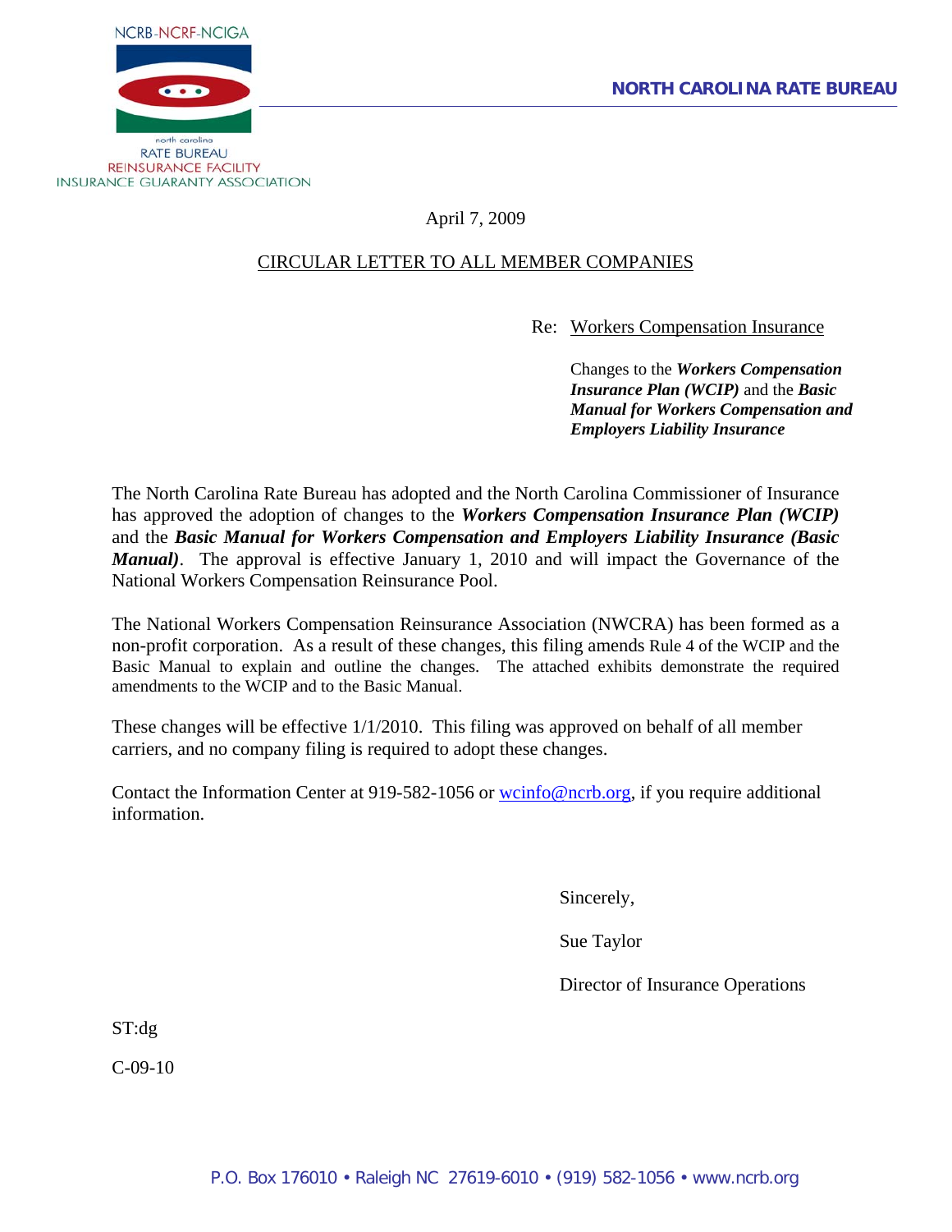NCRB-NCRF-NCIGA

north carolina
RATE BUREAU
REINSURANCE FACILITY
INSURANCE GUARANTY ASSOCIATION

**NORTH CAROLINA RATE BUREAU**

April 7, 2009

CIRCULAR LETTER TO ALL MEMBER COMPANIES

Re: Workers Compensation Insurance

Changes to the ***Workers Compensation Insurance Plan (WCIP)*** and the ***Basic Manual for Workers Compensation and Employers Liability Insurance***

The North Carolina Rate Bureau has adopted and the North Carolina Commissioner of Insurance has approved the adoption of changes to the ***Workers Compensation Insurance Plan (WCIP)*** and the ***Basic Manual for Workers Compensation and Employers Liability Insurance (Basic Manual)***. The approval is effective January 1, 2010 and will impact the Governance of the National Workers Compensation Reinsurance Pool.

The National Workers Compensation Reinsurance Association (NWCRA) has been formed as a non-profit corporation. As a result of these changes, this filing amends Rule 4 of the WCIP and the Basic Manual to explain and outline the changes. The attached exhibits demonstrate the required amendments to the WCIP and to the Basic Manual.

These changes will be effective 1/1/2010. This filing was approved on behalf of all member carriers, and no company filing is required to adopt these changes.

Contact the Information Center at 919-582-1056 or wcinfo@ncrb.org, if you require additional information.

Sincerely,

Sue Taylor

Director of Insurance Operations

ST:dg

C-09-10

P.O. Box 176010 • Raleigh NC 27619-6010 • (919) 582-1056 • www.ncrb.org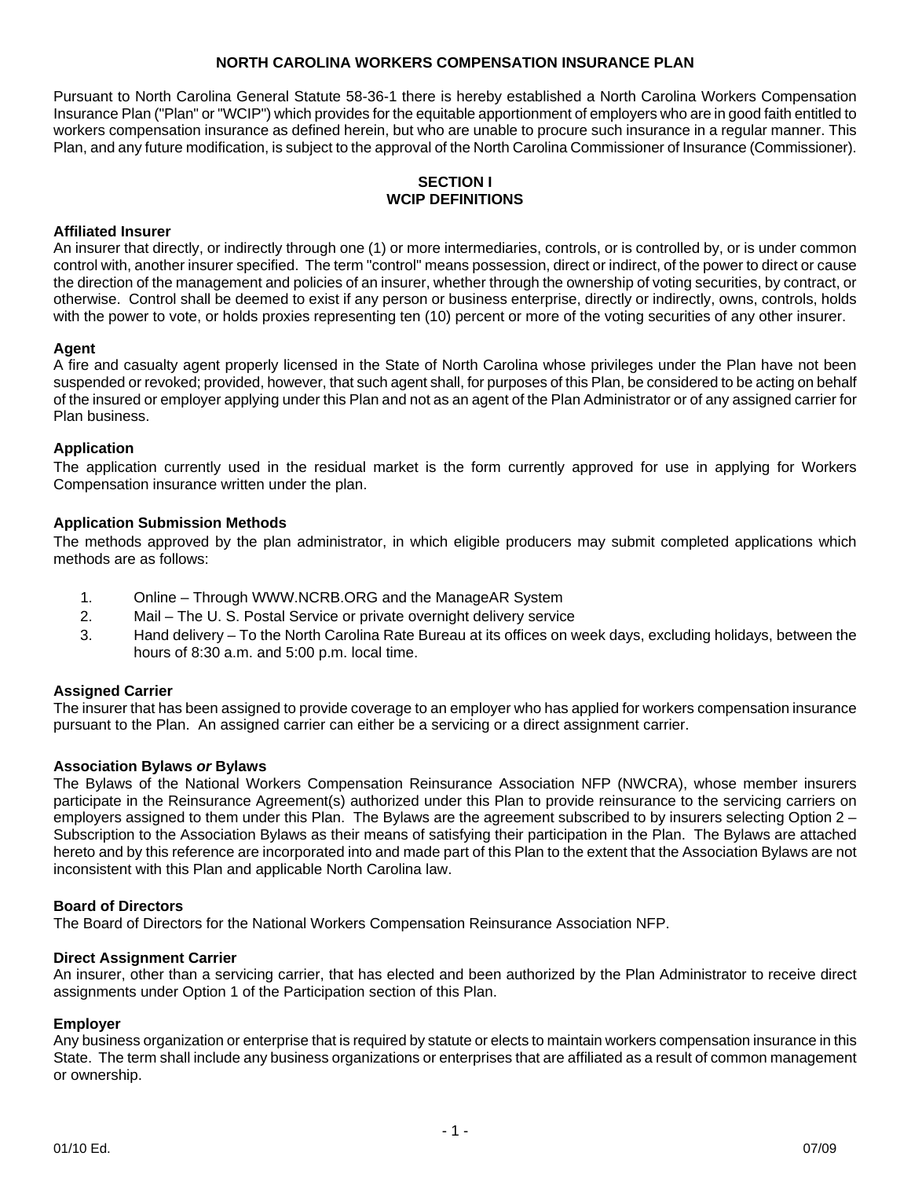# NORTH CAROLINA WORKERS COMPENSATION INSURANCE PLAN

Pursuant to North Carolina General Statute 58-36-1 there is hereby established a North Carolina Workers Compensation Insurance Plan ("Plan" or "WCIP") which provides for the equitable apportionment of employers who are in good faith entitled to workers compensation insurance as defined herein, but who are unable to procure such insurance in a regular manner. This Plan, and any future modification, is subject to the approval of the North Carolina Commissioner of Insurance (Commissioner).

## SECTION I
## WCIP DEFINITIONS

### Affiliated Insurer

An insurer that directly, or indirectly through one (1) or more intermediaries, controls, or is controlled by, or is under common control with, another insurer specified. The term "control" means possession, direct or indirect, of the power to direct or cause the direction of the management and policies of an insurer, whether through the ownership of voting securities, by contract, or otherwise. Control shall be deemed to exist if any person or business enterprise, directly or indirectly, owns, controls, holds with the power to vote, or holds proxies representing ten (10) percent or more of the voting securities of any other insurer.

### Agent

A fire and casualty agent properly licensed in the State of North Carolina whose privileges under the Plan have not been suspended or revoked; provided, however, that such agent shall, for purposes of this Plan, be considered to be acting on behalf of the insured or employer applying under this Plan and not as an agent of the Plan Administrator or of any assigned carrier for Plan business.

### Application

The application currently used in the residual market is the form currently approved for use in applying for Workers Compensation insurance written under the plan.

### Application Submission Methods

The methods approved by the plan administrator, in which eligible producers may submit completed applications which methods are as follows:

1. Online – Through WWW.NCRB.ORG and the ManageAR System
2. Mail – The U. S. Postal Service or private overnight delivery service
3. Hand delivery – To the North Carolina Rate Bureau at its offices on week days, excluding holidays, between the hours of 8:30 a.m. and 5:00 p.m. local time.

### Assigned Carrier

The insurer that has been assigned to provide coverage to an employer who has applied for workers compensation insurance pursuant to the Plan. An assigned carrier can either be a servicing or a direct assignment carrier.

### Association Bylaws *or* Bylaws

The Bylaws of the National Workers Compensation Reinsurance Association NFP (NWCRA), whose member insurers participate in the Reinsurance Agreement(s) authorized under this Plan to provide reinsurance to the servicing carriers on employers assigned to them under this Plan. The Bylaws are the agreement subscribed to by insurers selecting Option 2 – Subscription to the Association Bylaws as their means of satisfying their participation in the Plan. The Bylaws are attached hereto and by this reference are incorporated into and made part of this Plan to the extent that the Association Bylaws are not inconsistent with this Plan and applicable North Carolina law.

### Board of Directors

The Board of Directors for the National Workers Compensation Reinsurance Association NFP.

### Direct Assignment Carrier

An insurer, other than a servicing carrier, that has elected and been authorized by the Plan Administrator to receive direct assignments under Option 1 of the Participation section of this Plan.

### Employer

Any business organization or enterprise that is required by statute or elects to maintain workers compensation insurance in this State. The term shall include any business organizations or enterprises that are affiliated as a result of common management or ownership.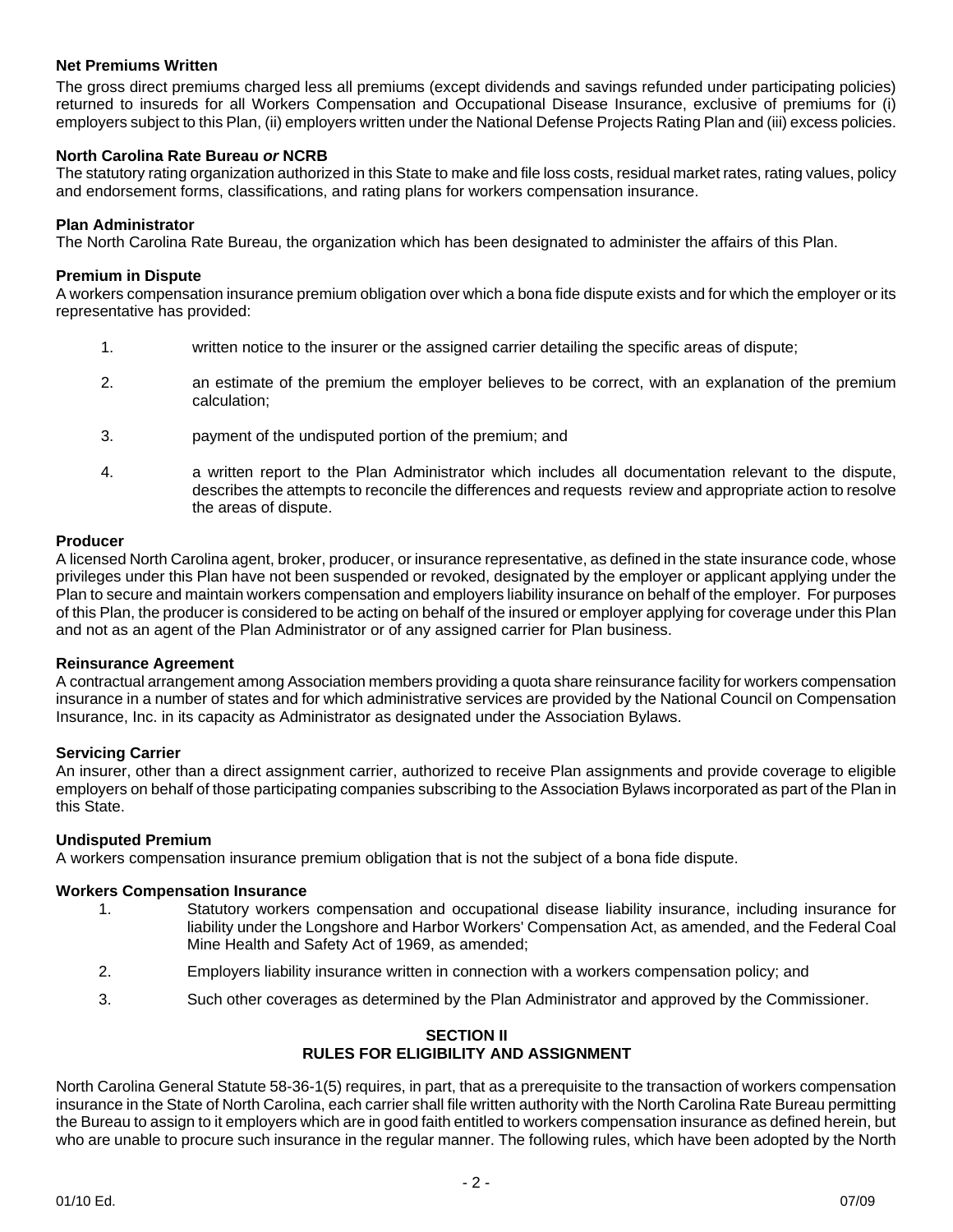**Net Premiums Written**

The gross direct premiums charged less all premiums (except dividends and savings refunded under participating policies) returned to insureds for all Workers Compensation and Occupational Disease Insurance, exclusive of premiums for (i) employers subject to this Plan, (ii) employers written under the National Defense Projects Rating Plan and (iii) excess policies.

**North Carolina Rate Bureau *or* NCRB**

The statutory rating organization authorized in this State to make and file loss costs, residual market rates, rating values, policy and endorsement forms, classifications, and rating plans for workers compensation insurance.

**Plan Administrator**

The North Carolina Rate Bureau, the organization which has been designated to administer the affairs of this Plan.

**Premium in Dispute**

A workers compensation insurance premium obligation over which a bona fide dispute exists and for which the employer or its representative has provided:

1. written notice to the insurer or the assigned carrier detailing the specific areas of dispute;
2. an estimate of the premium the employer believes to be correct, with an explanation of the premium calculation;
3. payment of the undisputed portion of the premium; and
4. a written report to the Plan Administrator which includes all documentation relevant to the dispute, describes the attempts to reconcile the differences and requests review and appropriate action to resolve the areas of dispute.

**Producer**

A licensed North Carolina agent, broker, producer, or insurance representative, as defined in the state insurance code, whose privileges under this Plan have not been suspended or revoked, designated by the employer or applicant applying under the Plan to secure and maintain workers compensation and employers liability insurance on behalf of the employer. For purposes of this Plan, the producer is considered to be acting on behalf of the insured or employer applying for coverage under this Plan and not as an agent of the Plan Administrator or of any assigned carrier for Plan business.

**Reinsurance Agreement**

A contractual arrangement among Association members providing a quota share reinsurance facility for workers compensation insurance in a number of states and for which administrative services are provided by the National Council on Compensation Insurance, Inc. in its capacity as Administrator as designated under the Association Bylaws.

**Servicing Carrier**

An insurer, other than a direct assignment carrier, authorized to receive Plan assignments and provide coverage to eligible employers on behalf of those participating companies subscribing to the Association Bylaws incorporated as part of the Plan in this State.

**Undisputed Premium**

A workers compensation insurance premium obligation that is not the subject of a bona fide dispute.

**Workers Compensation Insurance**

1. Statutory workers compensation and occupational disease liability insurance, including insurance for liability under the Longshore and Harbor Workers' Compensation Act, as amended, and the Federal Coal Mine Health and Safety Act of 1969, as amended;
2. Employers liability insurance written in connection with a workers compensation policy; and
3. Such other coverages as determined by the Plan Administrator and approved by the Commissioner.

## SECTION II
## RULES FOR ELIGIBILITY AND ASSIGNMENT

North Carolina General Statute 58-36-1(5) requires, in part, that as a prerequisite to the transaction of workers compensation insurance in the State of North Carolina, each carrier shall file written authority with the North Carolina Rate Bureau permitting the Bureau to assign to it employers which are in good faith entitled to workers compensation insurance as defined herein, but who are unable to procure such insurance in the regular manner. The following rules, which have been adopted by the North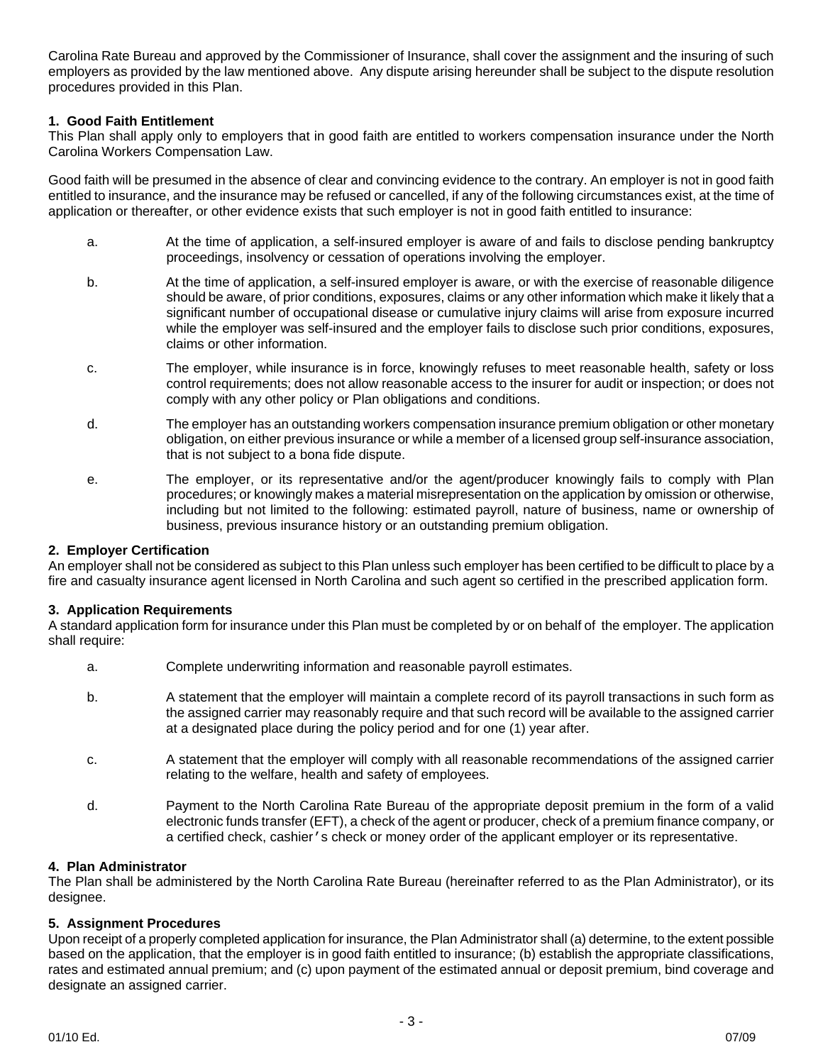Carolina Rate Bureau and approved by the Commissioner of Insurance, shall cover the assignment and the insuring of such employers as provided by the law mentioned above. Any dispute arising hereunder shall be subject to the dispute resolution procedures provided in this Plan.

**1. Good Faith Entitlement**

This Plan shall apply only to employers that in good faith are entitled to workers compensation insurance under the North Carolina Workers Compensation Law.

Good faith will be presumed in the absence of clear and convincing evidence to the contrary. An employer is not in good faith entitled to insurance, and the insurance may be refused or cancelled, if any of the following circumstances exist, at the time of application or thereafter, or other evidence exists that such employer is not in good faith entitled to insurance:

a. At the time of application, a self-insured employer is aware of and fails to disclose pending bankruptcy proceedings, insolvency or cessation of operations involving the employer.

b. At the time of application, a self-insured employer is aware, or with the exercise of reasonable diligence should be aware, of prior conditions, exposures, claims or any other information which make it likely that a significant number of occupational disease or cumulative injury claims will arise from exposure incurred while the employer was self-insured and the employer fails to disclose such prior conditions, exposures, claims or other information.

c. The employer, while insurance is in force, knowingly refuses to meet reasonable health, safety or loss control requirements; does not allow reasonable access to the insurer for audit or inspection; or does not comply with any other policy or Plan obligations and conditions.

d. The employer has an outstanding workers compensation insurance premium obligation or other monetary obligation, on either previous insurance or while a member of a licensed group self-insurance association, that is not subject to a bona fide dispute.

e. The employer, or its representative and/or the agent/producer knowingly fails to comply with Plan procedures; or knowingly makes a material misrepresentation on the application by omission or otherwise, including but not limited to the following: estimated payroll, nature of business, name or ownership of business, previous insurance history or an outstanding premium obligation.

**2. Employer Certification**

An employer shall not be considered as subject to this Plan unless such employer has been certified to be difficult to place by a fire and casualty insurance agent licensed in North Carolina and such agent so certified in the prescribed application form.

**3. Application Requirements**

A standard application form for insurance under this Plan must be completed by or on behalf of the employer. The application shall require:

a. Complete underwriting information and reasonable payroll estimates.

b. A statement that the employer will maintain a complete record of its payroll transactions in such form as the assigned carrier may reasonably require and that such record will be available to the assigned carrier at a designated place during the policy period and for one (1) year after.

c. A statement that the employer will comply with all reasonable recommendations of the assigned carrier relating to the welfare, health and safety of employees.

d. Payment to the North Carolina Rate Bureau of the appropriate deposit premium in the form of a valid electronic funds transfer (EFT), a check of the agent or producer, check of a premium finance company, or a certified check, cashier's check or money order of the applicant employer or its representative.

**4. Plan Administrator**

The Plan shall be administered by the North Carolina Rate Bureau (hereinafter referred to as the Plan Administrator), or its designee.

**5. Assignment Procedures**

Upon receipt of a properly completed application for insurance, the Plan Administrator shall (a) determine, to the extent possible based on the application, that the employer is in good faith entitled to insurance; (b) establish the appropriate classifications, rates and estimated annual premium; and (c) upon payment of the estimated annual or deposit premium, bind coverage and designate an assigned carrier.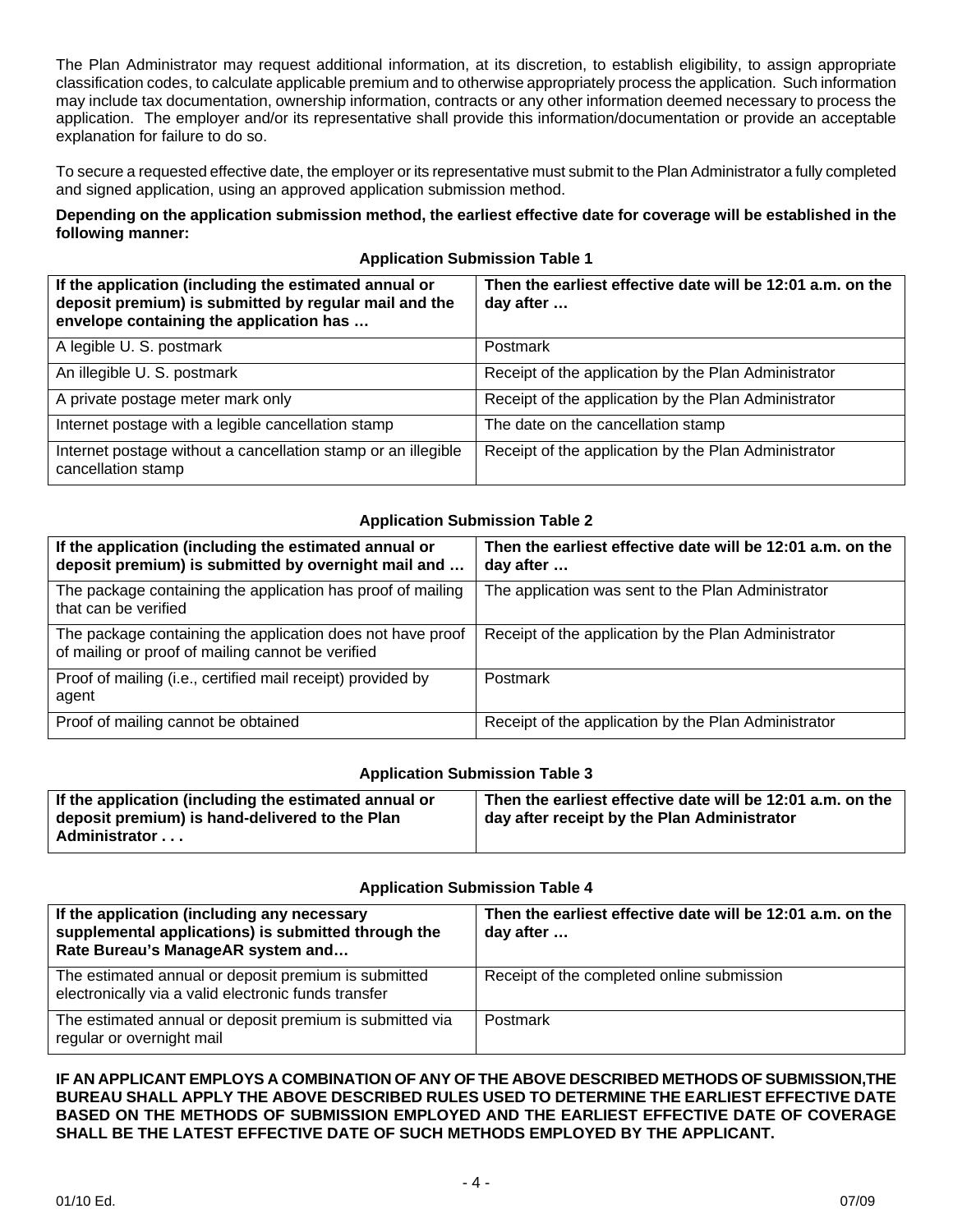The Plan Administrator may request additional information, at its discretion, to establish eligibility, to assign appropriate classification codes, to calculate applicable premium and to otherwise appropriately process the application. Such information may include tax documentation, ownership information, contracts or any other information deemed necessary to process the application. The employer and/or its representative shall provide this information/documentation or provide an acceptable explanation for failure to do so.

To secure a requested effective date, the employer or its representative must submit to the Plan Administrator a fully completed and signed application, using an approved application submission method.

**Depending on the application submission method, the earliest effective date for coverage will be established in the following manner:**

**Application Submission Table 1**

| If the application (including the estimated annual or deposit premium) is submitted by regular mail and the envelope containing the application has … | Then the earliest effective date will be 12:01 a.m. on the day after … |
|---|---|
| A legible U. S. postmark | Postmark |
| An illegible U. S. postmark | Receipt of the application by the Plan Administrator |
| A private postage meter mark only | Receipt of the application by the Plan Administrator |
| Internet postage with a legible cancellation stamp | The date on the cancellation stamp |
| Internet postage without a cancellation stamp or an illegible cancellation stamp | Receipt of the application by the Plan Administrator |

**Application Submission Table 2**

| If the application (including the estimated annual or deposit premium) is submitted by overnight mail and … | Then the earliest effective date will be 12:01 a.m. on the day after … |
|---|---|
| The package containing the application has proof of mailing that can be verified | The application was sent to the Plan Administrator |
| The package containing the application does not have proof of mailing or proof of mailing cannot be verified | Receipt of the application by the Plan Administrator |
| Proof of mailing (i.e., certified mail receipt) provided by agent | Postmark |
| Proof of mailing cannot be obtained | Receipt of the application by the Plan Administrator |

**Application Submission Table 3**

| If the application (including the estimated annual or deposit premium) is hand-delivered to the Plan Administrator . . . | Then the earliest effective date will be 12:01 a.m. on the day after receipt by the Plan Administrator |
|---|---|

**Application Submission Table 4**

| If the application (including any necessary supplemental applications) is submitted through the Rate Bureau's ManageAR system and… | Then the earliest effective date will be 12:01 a.m. on the day after … |
|---|---|
| The estimated annual or deposit premium is submitted electronically via a valid electronic funds transfer | Receipt of the completed online submission |
| The estimated annual or deposit premium is submitted via regular or overnight mail | Postmark |

**IF AN APPLICANT EMPLOYS A COMBINATION OF ANY OF THE ABOVE DESCRIBED METHODS OF SUBMISSION,THE BUREAU SHALL APPLY THE ABOVE DESCRIBED RULES USED TO DETERMINE THE EARLIEST EFFECTIVE DATE BASED ON THE METHODS OF SUBMISSION EMPLOYED AND THE EARLIEST EFFECTIVE DATE OF COVERAGE SHALL BE THE LATEST EFFECTIVE DATE OF SUCH METHODS EMPLOYED BY THE APPLICANT.**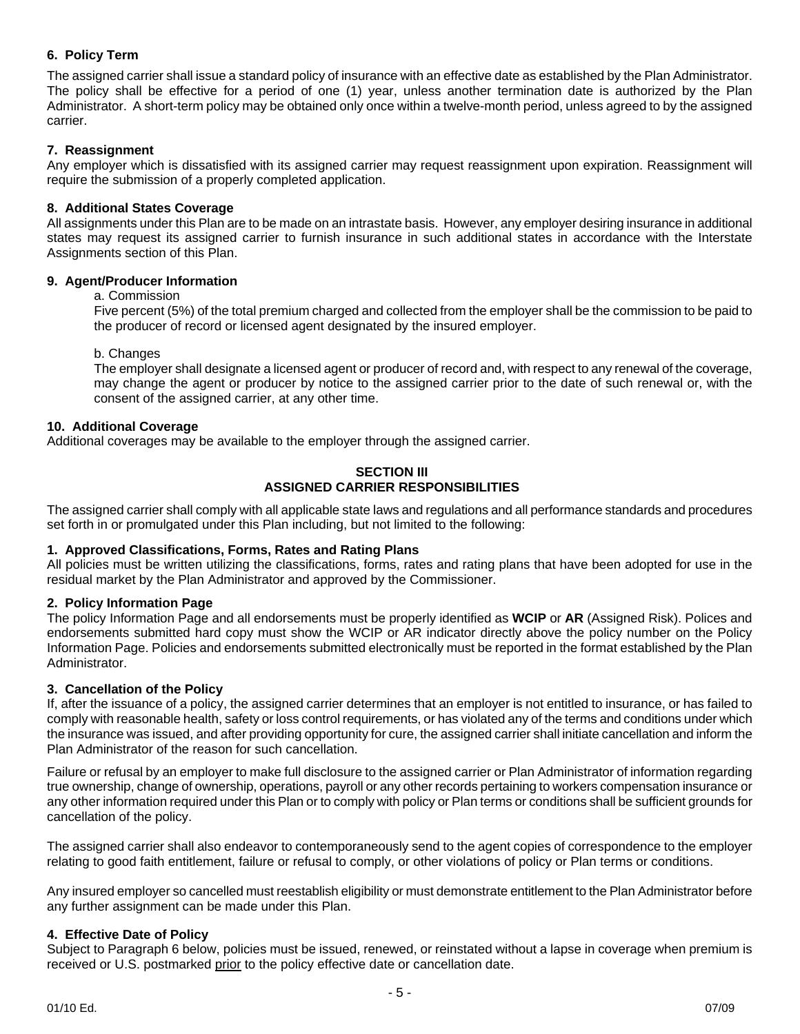**6. Policy Term**

The assigned carrier shall issue a standard policy of insurance with an effective date as established by the Plan Administrator. The policy shall be effective for a period of one (1) year, unless another termination date is authorized by the Plan Administrator. A short-term policy may be obtained only once within a twelve-month period, unless agreed to by the assigned carrier.

**7. Reassignment**

Any employer which is dissatisfied with its assigned carrier may request reassignment upon expiration. Reassignment will require the submission of a properly completed application.

**8. Additional States Coverage**

All assignments under this Plan are to be made on an intrastate basis. However, any employer desiring insurance in additional states may request its assigned carrier to furnish insurance in such additional states in accordance with the Interstate Assignments section of this Plan.

**9. Agent/Producer Information**

a. Commission

Five percent (5%) of the total premium charged and collected from the employer shall be the commission to be paid to the producer of record or licensed agent designated by the insured employer.

b. Changes

The employer shall designate a licensed agent or producer of record and, with respect to any renewal of the coverage, may change the agent or producer by notice to the assigned carrier prior to the date of such renewal or, with the consent of the assigned carrier, at any other time.

**10. Additional Coverage**

Additional coverages may be available to the employer through the assigned carrier.

## SECTION III
## ASSIGNED CARRIER RESPONSIBILITIES

The assigned carrier shall comply with all applicable state laws and regulations and all performance standards and procedures set forth in or promulgated under this Plan including, but not limited to the following:

**1. Approved Classifications, Forms, Rates and Rating Plans**

All policies must be written utilizing the classifications, forms, rates and rating plans that have been adopted for use in the residual market by the Plan Administrator and approved by the Commissioner.

**2. Policy Information Page**

The policy Information Page and all endorsements must be properly identified as **WCIP** or **AR** (Assigned Risk). Polices and endorsements submitted hard copy must show the WCIP or AR indicator directly above the policy number on the Policy Information Page. Policies and endorsements submitted electronically must be reported in the format established by the Plan Administrator.

**3. Cancellation of the Policy**

If, after the issuance of a policy, the assigned carrier determines that an employer is not entitled to insurance, or has failed to comply with reasonable health, safety or loss control requirements, or has violated any of the terms and conditions under which the insurance was issued, and after providing opportunity for cure, the assigned carrier shall initiate cancellation and inform the Plan Administrator of the reason for such cancellation.

Failure or refusal by an employer to make full disclosure to the assigned carrier or Plan Administrator of information regarding true ownership, change of ownership, operations, payroll or any other records pertaining to workers compensation insurance or any other information required under this Plan or to comply with policy or Plan terms or conditions shall be sufficient grounds for cancellation of the policy.

The assigned carrier shall also endeavor to contemporaneously send to the agent copies of correspondence to the employer relating to good faith entitlement, failure or refusal to comply, or other violations of policy or Plan terms or conditions.

Any insured employer so cancelled must reestablish eligibility or must demonstrate entitlement to the Plan Administrator before any further assignment can be made under this Plan.

**4. Effective Date of Policy**

Subject to Paragraph 6 below, policies must be issued, renewed, or reinstated without a lapse in coverage when premium is received or U.S. postmarked prior to the policy effective date or cancellation date.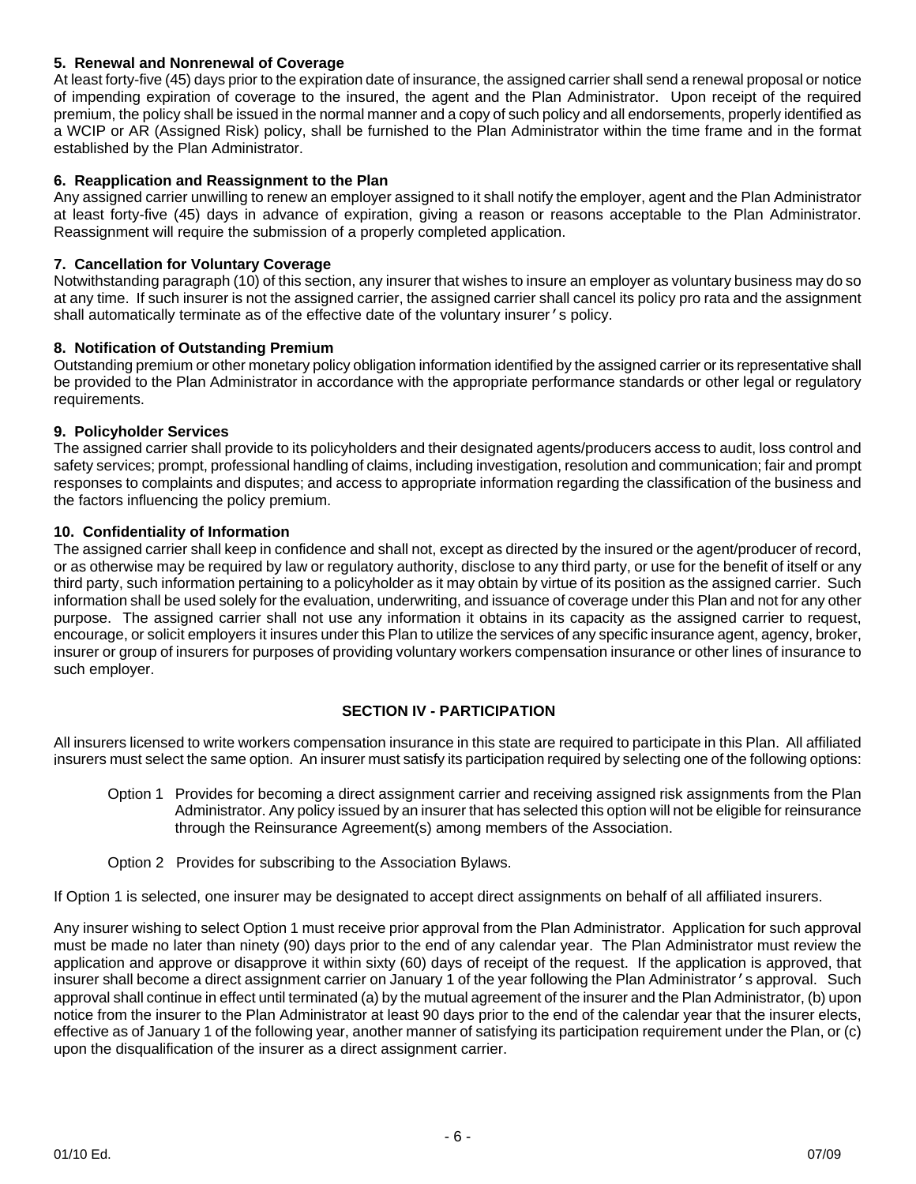### 5. Renewal and Nonrenewal of Coverage

At least forty-five (45) days prior to the expiration date of insurance, the assigned carrier shall send a renewal proposal or notice of impending expiration of coverage to the insured, the agent and the Plan Administrator. Upon receipt of the required premium, the policy shall be issued in the normal manner and a copy of such policy and all endorsements, properly identified as a WCIP or AR (Assigned Risk) policy, shall be furnished to the Plan Administrator within the time frame and in the format established by the Plan Administrator.

### 6. Reapplication and Reassignment to the Plan

Any assigned carrier unwilling to renew an employer assigned to it shall notify the employer, agent and the Plan Administrator at least forty-five (45) days in advance of expiration, giving a reason or reasons acceptable to the Plan Administrator. Reassignment will require the submission of a properly completed application.

### 7. Cancellation for Voluntary Coverage

Notwithstanding paragraph (10) of this section, any insurer that wishes to insure an employer as voluntary business may do so at any time. If such insurer is not the assigned carrier, the assigned carrier shall cancel its policy pro rata and the assignment shall automatically terminate as of the effective date of the voluntary insurer's policy.

### 8. Notification of Outstanding Premium

Outstanding premium or other monetary policy obligation information identified by the assigned carrier or its representative shall be provided to the Plan Administrator in accordance with the appropriate performance standards or other legal or regulatory requirements.

### 9. Policyholder Services

The assigned carrier shall provide to its policyholders and their designated agents/producers access to audit, loss control and safety services; prompt, professional handling of claims, including investigation, resolution and communication; fair and prompt responses to complaints and disputes; and access to appropriate information regarding the classification of the business and the factors influencing the policy premium.

### 10. Confidentiality of Information

The assigned carrier shall keep in confidence and shall not, except as directed by the insured or the agent/producer of record, or as otherwise may be required by law or regulatory authority, disclose to any third party, or use for the benefit of itself or any third party, such information pertaining to a policyholder as it may obtain by virtue of its position as the assigned carrier. Such information shall be used solely for the evaluation, underwriting, and issuance of coverage under this Plan and not for any other purpose. The assigned carrier shall not use any information it obtains in its capacity as the assigned carrier to request, encourage, or solicit employers it insures under this Plan to utilize the services of any specific insurance agent, agency, broker, insurer or group of insurers for purposes of providing voluntary workers compensation insurance or other lines of insurance to such employer.

## SECTION IV - PARTICIPATION

All insurers licensed to write workers compensation insurance in this state are required to participate in this Plan. All affiliated insurers must select the same option. An insurer must satisfy its participation required by selecting one of the following options:

Option 1 Provides for becoming a direct assignment carrier and receiving assigned risk assignments from the Plan Administrator. Any policy issued by an insurer that has selected this option will not be eligible for reinsurance through the Reinsurance Agreement(s) among members of the Association.

Option 2 Provides for subscribing to the Association Bylaws.

If Option 1 is selected, one insurer may be designated to accept direct assignments on behalf of all affiliated insurers.

Any insurer wishing to select Option 1 must receive prior approval from the Plan Administrator. Application for such approval must be made no later than ninety (90) days prior to the end of any calendar year. The Plan Administrator must review the application and approve or disapprove it within sixty (60) days of receipt of the request. If the application is approved, that insurer shall become a direct assignment carrier on January 1 of the year following the Plan Administrator's approval. Such approval shall continue in effect until terminated (a) by the mutual agreement of the insurer and the Plan Administrator, (b) upon notice from the insurer to the Plan Administrator at least 90 days prior to the end of the calendar year that the insurer elects, effective as of January 1 of the following year, another manner of satisfying its participation requirement under the Plan, or (c) upon the disqualification of the insurer as a direct assignment carrier.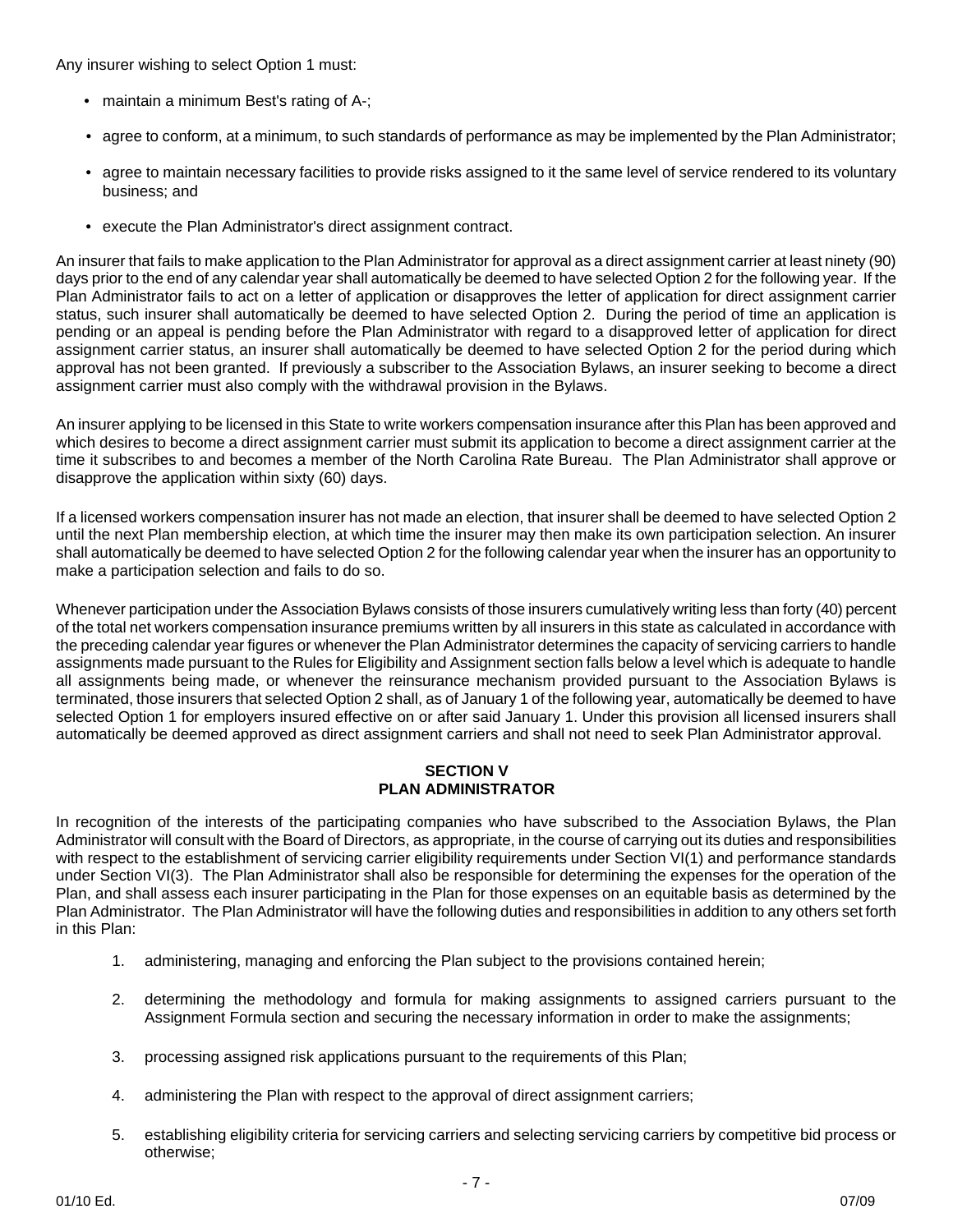Any insurer wishing to select Option 1 must:

- maintain a minimum Best's rating of A-;
- agree to conform, at a minimum, to such standards of performance as may be implemented by the Plan Administrator;
- agree to maintain necessary facilities to provide risks assigned to it the same level of service rendered to its voluntary business; and
- execute the Plan Administrator's direct assignment contract.

An insurer that fails to make application to the Plan Administrator for approval as a direct assignment carrier at least ninety (90) days prior to the end of any calendar year shall automatically be deemed to have selected Option 2 for the following year. If the Plan Administrator fails to act on a letter of application or disapproves the letter of application for direct assignment carrier status, such insurer shall automatically be deemed to have selected Option 2. During the period of time an application is pending or an appeal is pending before the Plan Administrator with regard to a disapproved letter of application for direct assignment carrier status, an insurer shall automatically be deemed to have selected Option 2 for the period during which approval has not been granted. If previously a subscriber to the Association Bylaws, an insurer seeking to become a direct assignment carrier must also comply with the withdrawal provision in the Bylaws.

An insurer applying to be licensed in this State to write workers compensation insurance after this Plan has been approved and which desires to become a direct assignment carrier must submit its application to become a direct assignment carrier at the time it subscribes to and becomes a member of the North Carolina Rate Bureau. The Plan Administrator shall approve or disapprove the application within sixty (60) days.

If a licensed workers compensation insurer has not made an election, that insurer shall be deemed to have selected Option 2 until the next Plan membership election, at which time the insurer may then make its own participation selection. An insurer shall automatically be deemed to have selected Option 2 for the following calendar year when the insurer has an opportunity to make a participation selection and fails to do so.

Whenever participation under the Association Bylaws consists of those insurers cumulatively writing less than forty (40) percent of the total net workers compensation insurance premiums written by all insurers in this state as calculated in accordance with the preceding calendar year figures or whenever the Plan Administrator determines the capacity of servicing carriers to handle assignments made pursuant to the Rules for Eligibility and Assignment section falls below a level which is adequate to handle all assignments being made, or whenever the reinsurance mechanism provided pursuant to the Association Bylaws is terminated, those insurers that selected Option 2 shall, as of January 1 of the following year, automatically be deemed to have selected Option 1 for employers insured effective on or after said January 1. Under this provision all licensed insurers shall automatically be deemed approved as direct assignment carriers and shall not need to seek Plan Administrator approval.

## SECTION V
## PLAN ADMINISTRATOR

In recognition of the interests of the participating companies who have subscribed to the Association Bylaws, the Plan Administrator will consult with the Board of Directors, as appropriate, in the course of carrying out its duties and responsibilities with respect to the establishment of servicing carrier eligibility requirements under Section VI(1) and performance standards under Section VI(3). The Plan Administrator shall also be responsible for determining the expenses for the operation of the Plan, and shall assess each insurer participating in the Plan for those expenses on an equitable basis as determined by the Plan Administrator. The Plan Administrator will have the following duties and responsibilities in addition to any others set forth in this Plan:

1. administering, managing and enforcing the Plan subject to the provisions contained herein;
2. determining the methodology and formula for making assignments to assigned carriers pursuant to the Assignment Formula section and securing the necessary information in order to make the assignments;
3. processing assigned risk applications pursuant to the requirements of this Plan;
4. administering the Plan with respect to the approval of direct assignment carriers;
5. establishing eligibility criteria for servicing carriers and selecting servicing carriers by competitive bid process or otherwise;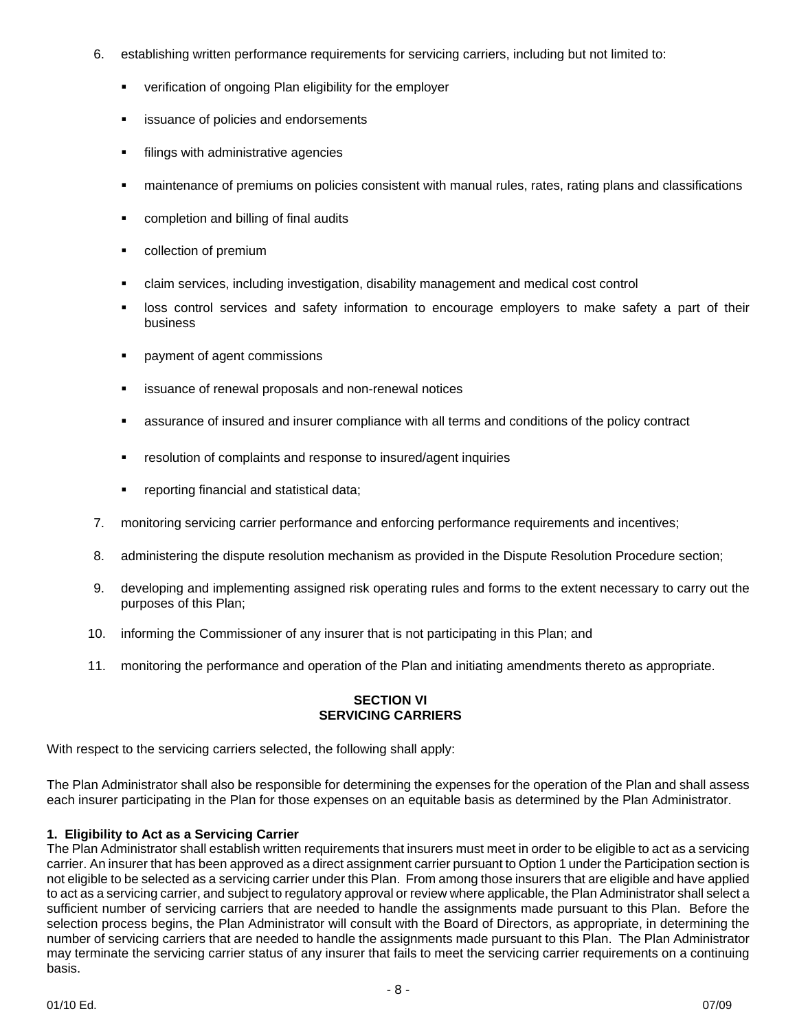6. establishing written performance requirements for servicing carriers, including but not limited to:
   - verification of ongoing Plan eligibility for the employer
   - issuance of policies and endorsements
   - filings with administrative agencies
   - maintenance of premiums on policies consistent with manual rules, rates, rating plans and classifications
   - completion and billing of final audits
   - collection of premium
   - claim services, including investigation, disability management and medical cost control
   - loss control services and safety information to encourage employers to make safety a part of their business
   - payment of agent commissions
   - issuance of renewal proposals and non-renewal notices
   - assurance of insured and insurer compliance with all terms and conditions of the policy contract
   - resolution of complaints and response to insured/agent inquiries
   - reporting financial and statistical data;
7. monitoring servicing carrier performance and enforcing performance requirements and incentives;
8. administering the dispute resolution mechanism as provided in the Dispute Resolution Procedure section;
9. developing and implementing assigned risk operating rules and forms to the extent necessary to carry out the purposes of this Plan;
10. informing the Commissioner of any insurer that is not participating in this Plan; and
11. monitoring the performance and operation of the Plan and initiating amendments thereto as appropriate.

## SECTION VI
## SERVICING CARRIERS

With respect to the servicing carriers selected, the following shall apply:

The Plan Administrator shall also be responsible for determining the expenses for the operation of the Plan and shall assess each insurer participating in the Plan for those expenses on an equitable basis as determined by the Plan Administrator.

**1. Eligibility to Act as a Servicing Carrier**
The Plan Administrator shall establish written requirements that insurers must meet in order to be eligible to act as a servicing carrier. An insurer that has been approved as a direct assignment carrier pursuant to Option 1 under the Participation section is not eligible to be selected as a servicing carrier under this Plan. From among those insurers that are eligible and have applied to act as a servicing carrier, and subject to regulatory approval or review where applicable, the Plan Administrator shall select a sufficient number of servicing carriers that are needed to handle the assignments made pursuant to this Plan. Before the selection process begins, the Plan Administrator will consult with the Board of Directors, as appropriate, in determining the number of servicing carriers that are needed to handle the assignments made pursuant to this Plan. The Plan Administrator may terminate the servicing carrier status of any insurer that fails to meet the servicing carrier requirements on a continuing basis.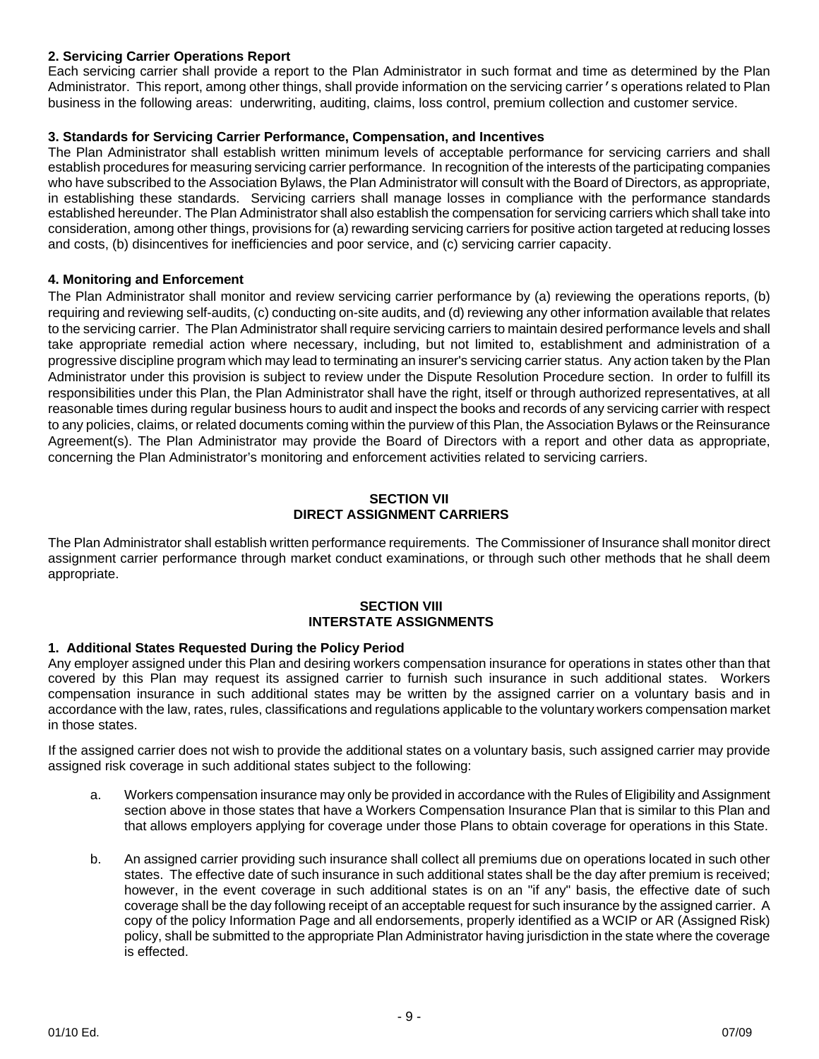**2. Servicing Carrier Operations Report**

Each servicing carrier shall provide a report to the Plan Administrator in such format and time as determined by the Plan Administrator. This report, among other things, shall provide information on the servicing carrier's operations related to Plan business in the following areas: underwriting, auditing, claims, loss control, premium collection and customer service.

**3. Standards for Servicing Carrier Performance, Compensation, and Incentives**

The Plan Administrator shall establish written minimum levels of acceptable performance for servicing carriers and shall establish procedures for measuring servicing carrier performance. In recognition of the interests of the participating companies who have subscribed to the Association Bylaws, the Plan Administrator will consult with the Board of Directors, as appropriate, in establishing these standards. Servicing carriers shall manage losses in compliance with the performance standards established hereunder. The Plan Administrator shall also establish the compensation for servicing carriers which shall take into consideration, among other things, provisions for (a) rewarding servicing carriers for positive action targeted at reducing losses and costs, (b) disincentives for inefficiencies and poor service, and (c) servicing carrier capacity.

**4. Monitoring and Enforcement**

The Plan Administrator shall monitor and review servicing carrier performance by (a) reviewing the operations reports, (b) requiring and reviewing self-audits, (c) conducting on-site audits, and (d) reviewing any other information available that relates to the servicing carrier. The Plan Administrator shall require servicing carriers to maintain desired performance levels and shall take appropriate remedial action where necessary, including, but not limited to, establishment and administration of a progressive discipline program which may lead to terminating an insurer's servicing carrier status. Any action taken by the Plan Administrator under this provision is subject to review under the Dispute Resolution Procedure section. In order to fulfill its responsibilities under this Plan, the Plan Administrator shall have the right, itself or through authorized representatives, at all reasonable times during regular business hours to audit and inspect the books and records of any servicing carrier with respect to any policies, claims, or related documents coming within the purview of this Plan, the Association Bylaws or the Reinsurance Agreement(s). The Plan Administrator may provide the Board of Directors with a report and other data as appropriate, concerning the Plan Administrator's monitoring and enforcement activities related to servicing carriers.

## SECTION VII
## DIRECT ASSIGNMENT CARRIERS

The Plan Administrator shall establish written performance requirements. The Commissioner of Insurance shall monitor direct assignment carrier performance through market conduct examinations, or through such other methods that he shall deem appropriate.

## SECTION VIII
## INTERSTATE ASSIGNMENTS

**1. Additional States Requested During the Policy Period**

Any employer assigned under this Plan and desiring workers compensation insurance for operations in states other than that covered by this Plan may request its assigned carrier to furnish such insurance in such additional states. Workers compensation insurance in such additional states may be written by the assigned carrier on a voluntary basis and in accordance with the law, rates, rules, classifications and regulations applicable to the voluntary workers compensation market in those states.

If the assigned carrier does not wish to provide the additional states on a voluntary basis, such assigned carrier may provide assigned risk coverage in such additional states subject to the following:

a. Workers compensation insurance may only be provided in accordance with the Rules of Eligibility and Assignment section above in those states that have a Workers Compensation Insurance Plan that is similar to this Plan and that allows employers applying for coverage under those Plans to obtain coverage for operations in this State.

b. An assigned carrier providing such insurance shall collect all premiums due on operations located in such other states. The effective date of such insurance in such additional states shall be the day after premium is received; however, in the event coverage in such additional states is on an "if any" basis, the effective date of such coverage shall be the day following receipt of an acceptable request for such insurance by the assigned carrier. A copy of the policy Information Page and all endorsements, properly identified as a WCIP or AR (Assigned Risk) policy, shall be submitted to the appropriate Plan Administrator having jurisdiction in the state where the coverage is effected.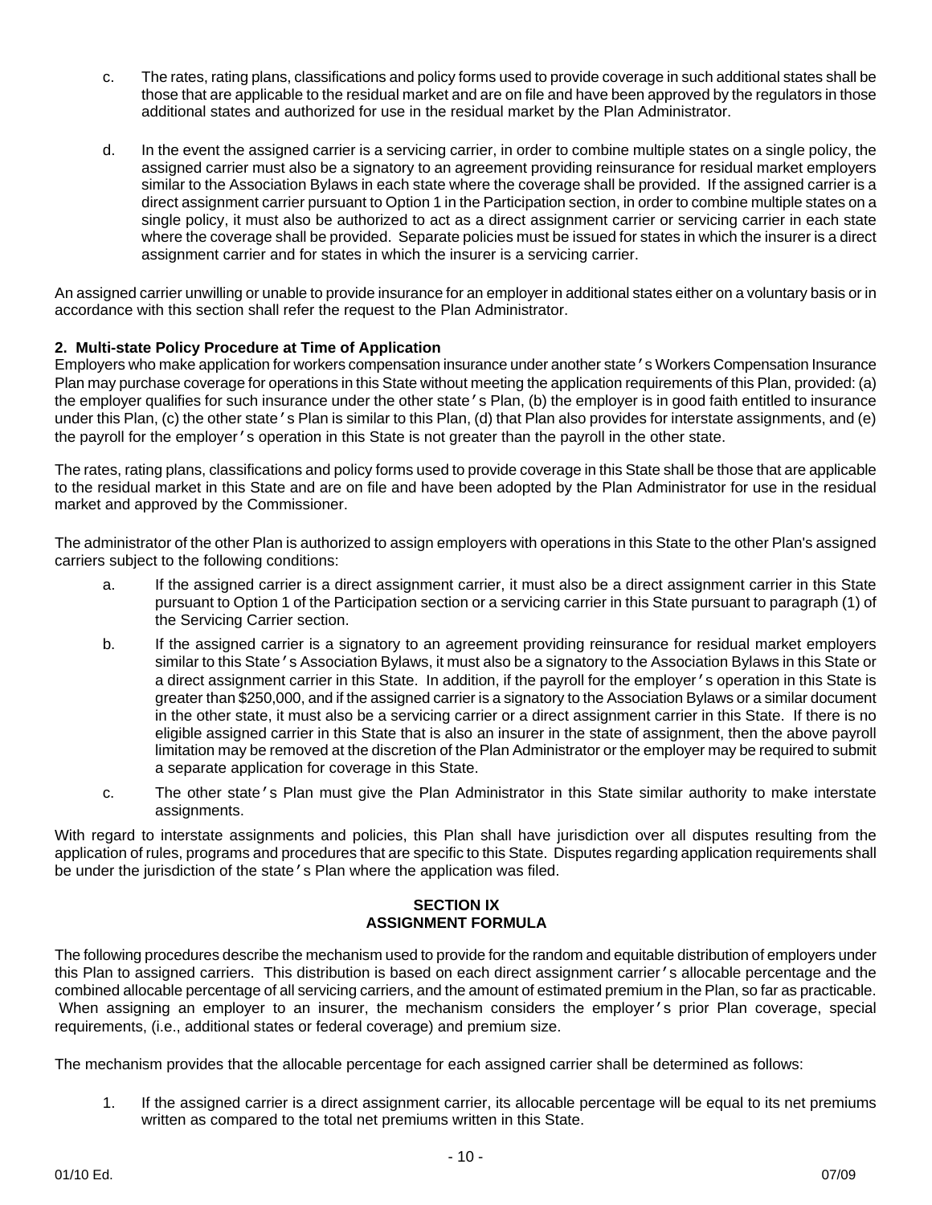c. The rates, rating plans, classifications and policy forms used to provide coverage in such additional states shall be those that are applicable to the residual market and are on file and have been approved by the regulators in those additional states and authorized for use in the residual market by the Plan Administrator.

d. In the event the assigned carrier is a servicing carrier, in order to combine multiple states on a single policy, the assigned carrier must also be a signatory to an agreement providing reinsurance for residual market employers similar to the Association Bylaws in each state where the coverage shall be provided. If the assigned carrier is a direct assignment carrier pursuant to Option 1 in the Participation section, in order to combine multiple states on a single policy, it must also be authorized to act as a direct assignment carrier or servicing carrier in each state where the coverage shall be provided. Separate policies must be issued for states in which the insurer is a direct assignment carrier and for states in which the insurer is a servicing carrier.

An assigned carrier unwilling or unable to provide insurance for an employer in additional states either on a voluntary basis or in accordance with this section shall refer the request to the Plan Administrator.

**2. Multi-state Policy Procedure at Time of Application**

Employers who make application for workers compensation insurance under another state's Workers Compensation Insurance Plan may purchase coverage for operations in this State without meeting the application requirements of this Plan, provided: (a) the employer qualifies for such insurance under the other state's Plan, (b) the employer is in good faith entitled to insurance under this Plan, (c) the other state's Plan is similar to this Plan, (d) that Plan also provides for interstate assignments, and (e) the payroll for the employer's operation in this State is not greater than the payroll in the other state.

The rates, rating plans, classifications and policy forms used to provide coverage in this State shall be those that are applicable to the residual market in this State and are on file and have been adopted by the Plan Administrator for use in the residual market and approved by the Commissioner.

The administrator of the other Plan is authorized to assign employers with operations in this State to the other Plan's assigned carriers subject to the following conditions:

a. If the assigned carrier is a direct assignment carrier, it must also be a direct assignment carrier in this State pursuant to Option 1 of the Participation section or a servicing carrier in this State pursuant to paragraph (1) of the Servicing Carrier section.

b. If the assigned carrier is a signatory to an agreement providing reinsurance for residual market employers similar to this State's Association Bylaws, it must also be a signatory to the Association Bylaws in this State or a direct assignment carrier in this State. In addition, if the payroll for the employer's operation in this State is greater than $250,000, and if the assigned carrier is a signatory to the Association Bylaws or a similar document in the other state, it must also be a servicing carrier or a direct assignment carrier in this State. If there is no eligible assigned carrier in this State that is also an insurer in the state of assignment, then the above payroll limitation may be removed at the discretion of the Plan Administrator or the employer may be required to submit a separate application for coverage in this State.

c. The other state's Plan must give the Plan Administrator in this State similar authority to make interstate assignments.

With regard to interstate assignments and policies, this Plan shall have jurisdiction over all disputes resulting from the application of rules, programs and procedures that are specific to this State. Disputes regarding application requirements shall be under the jurisdiction of the state's Plan where the application was filed.

## SECTION IX
## ASSIGNMENT FORMULA

The following procedures describe the mechanism used to provide for the random and equitable distribution of employers under this Plan to assigned carriers. This distribution is based on each direct assignment carrier's allocable percentage and the combined allocable percentage of all servicing carriers, and the amount of estimated premium in the Plan, so far as practicable. When assigning an employer to an insurer, the mechanism considers the employer's prior Plan coverage, special requirements, (i.e., additional states or federal coverage) and premium size.

The mechanism provides that the allocable percentage for each assigned carrier shall be determined as follows:

1. If the assigned carrier is a direct assignment carrier, its allocable percentage will be equal to its net premiums written as compared to the total net premiums written in this State.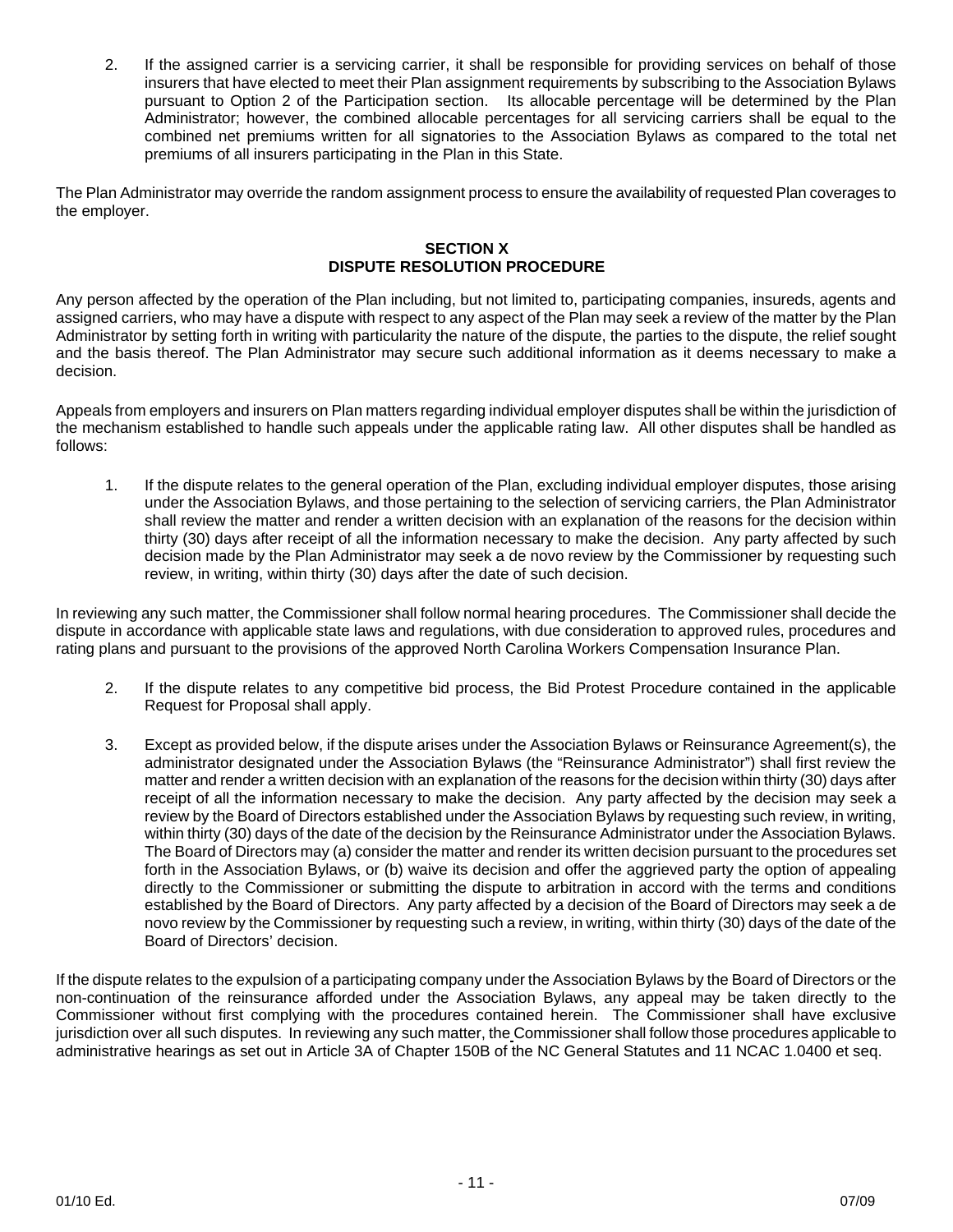2. If the assigned carrier is a servicing carrier, it shall be responsible for providing services on behalf of those insurers that have elected to meet their Plan assignment requirements by subscribing to the Association Bylaws pursuant to Option 2 of the Participation section. Its allocable percentage will be determined by the Plan Administrator; however, the combined allocable percentages for all servicing carriers shall be equal to the combined net premiums written for all signatories to the Association Bylaws as compared to the total net premiums of all insurers participating in the Plan in this State.

The Plan Administrator may override the random assignment process to ensure the availability of requested Plan coverages to the employer.

## SECTION X
## DISPUTE RESOLUTION PROCEDURE

Any person affected by the operation of the Plan including, but not limited to, participating companies, insureds, agents and assigned carriers, who may have a dispute with respect to any aspect of the Plan may seek a review of the matter by the Plan Administrator by setting forth in writing with particularity the nature of the dispute, the parties to the dispute, the relief sought and the basis thereof. The Plan Administrator may secure such additional information as it deems necessary to make a decision.

Appeals from employers and insurers on Plan matters regarding individual employer disputes shall be within the jurisdiction of the mechanism established to handle such appeals under the applicable rating law. All other disputes shall be handled as follows:

1. If the dispute relates to the general operation of the Plan, excluding individual employer disputes, those arising under the Association Bylaws, and those pertaining to the selection of servicing carriers, the Plan Administrator shall review the matter and render a written decision with an explanation of the reasons for the decision within thirty (30) days after receipt of all the information necessary to make the decision. Any party affected by such decision made by the Plan Administrator may seek a de novo review by the Commissioner by requesting such review, in writing, within thirty (30) days after the date of such decision.

In reviewing any such matter, the Commissioner shall follow normal hearing procedures. The Commissioner shall decide the dispute in accordance with applicable state laws and regulations, with due consideration to approved rules, procedures and rating plans and pursuant to the provisions of the approved North Carolina Workers Compensation Insurance Plan.

2. If the dispute relates to any competitive bid process, the Bid Protest Procedure contained in the applicable Request for Proposal shall apply.

3. Except as provided below, if the dispute arises under the Association Bylaws or Reinsurance Agreement(s), the administrator designated under the Association Bylaws (the "Reinsurance Administrator") shall first review the matter and render a written decision with an explanation of the reasons for the decision within thirty (30) days after receipt of all the information necessary to make the decision. Any party affected by the decision may seek a review by the Board of Directors established under the Association Bylaws by requesting such review, in writing, within thirty (30) days of the date of the decision by the Reinsurance Administrator under the Association Bylaws. The Board of Directors may (a) consider the matter and render its written decision pursuant to the procedures set forth in the Association Bylaws, or (b) waive its decision and offer the aggrieved party the option of appealing directly to the Commissioner or submitting the dispute to arbitration in accord with the terms and conditions established by the Board of Directors. Any party affected by a decision of the Board of Directors may seek a de novo review by the Commissioner by requesting such a review, in writing, within thirty (30) days of the date of the Board of Directors' decision.

If the dispute relates to the expulsion of a participating company under the Association Bylaws by the Board of Directors or the non-continuation of the reinsurance afforded under the Association Bylaws, any appeal may be taken directly to the Commissioner without first complying with the procedures contained herein. The Commissioner shall have exclusive jurisdiction over all such disputes. In reviewing any such matter, the Commissioner shall follow those procedures applicable to administrative hearings as set out in Article 3A of Chapter 150B of the NC General Statutes and 11 NCAC 1.0400 et seq.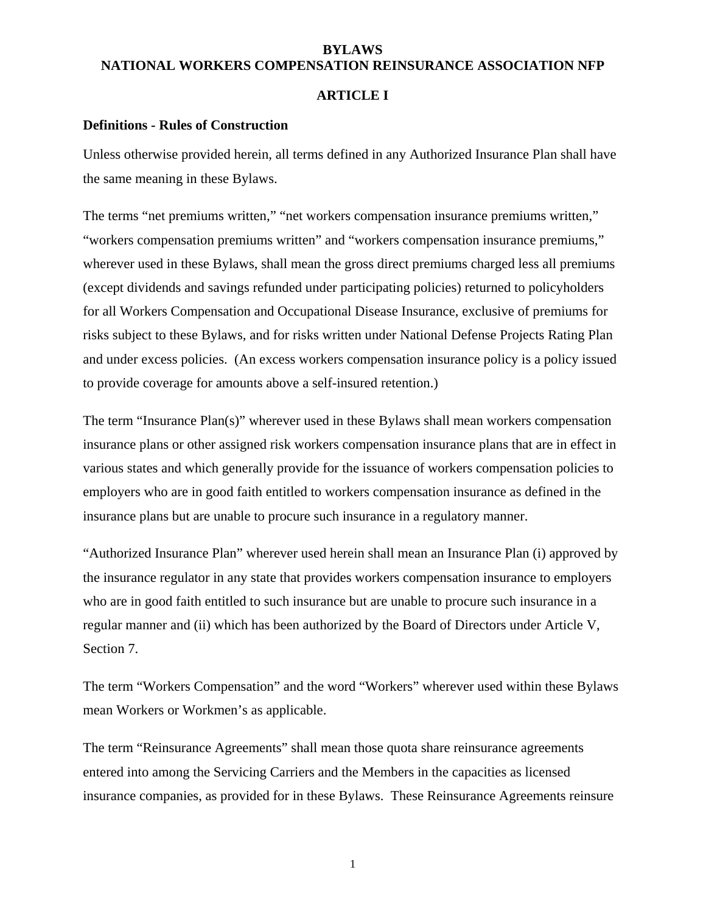# BYLAWS
# NATIONAL WORKERS COMPENSATION REINSURANCE ASSOCIATION NFP

## ARTICLE I

### Definitions - Rules of Construction

Unless otherwise provided herein, all terms defined in any Authorized Insurance Plan shall have the same meaning in these Bylaws.

The terms "net premiums written," "net workers compensation insurance premiums written," "workers compensation premiums written" and "workers compensation insurance premiums," wherever used in these Bylaws, shall mean the gross direct premiums charged less all premiums (except dividends and savings refunded under participating policies) returned to policyholders for all Workers Compensation and Occupational Disease Insurance, exclusive of premiums for risks subject to these Bylaws, and for risks written under National Defense Projects Rating Plan and under excess policies. (An excess workers compensation insurance policy is a policy issued to provide coverage for amounts above a self-insured retention.)

The term "Insurance Plan(s)" wherever used in these Bylaws shall mean workers compensation insurance plans or other assigned risk workers compensation insurance plans that are in effect in various states and which generally provide for the issuance of workers compensation policies to employers who are in good faith entitled to workers compensation insurance as defined in the insurance plans but are unable to procure such insurance in a regulatory manner.

"Authorized Insurance Plan" wherever used herein shall mean an Insurance Plan (i) approved by the insurance regulator in any state that provides workers compensation insurance to employers who are in good faith entitled to such insurance but are unable to procure such insurance in a regular manner and (ii) which has been authorized by the Board of Directors under Article V, Section 7.

The term "Workers Compensation" and the word "Workers" wherever used within these Bylaws mean Workers or Workmen's as applicable.

The term "Reinsurance Agreements" shall mean those quota share reinsurance agreements entered into among the Servicing Carriers and the Members in the capacities as licensed insurance companies, as provided for in these Bylaws. These Reinsurance Agreements reinsure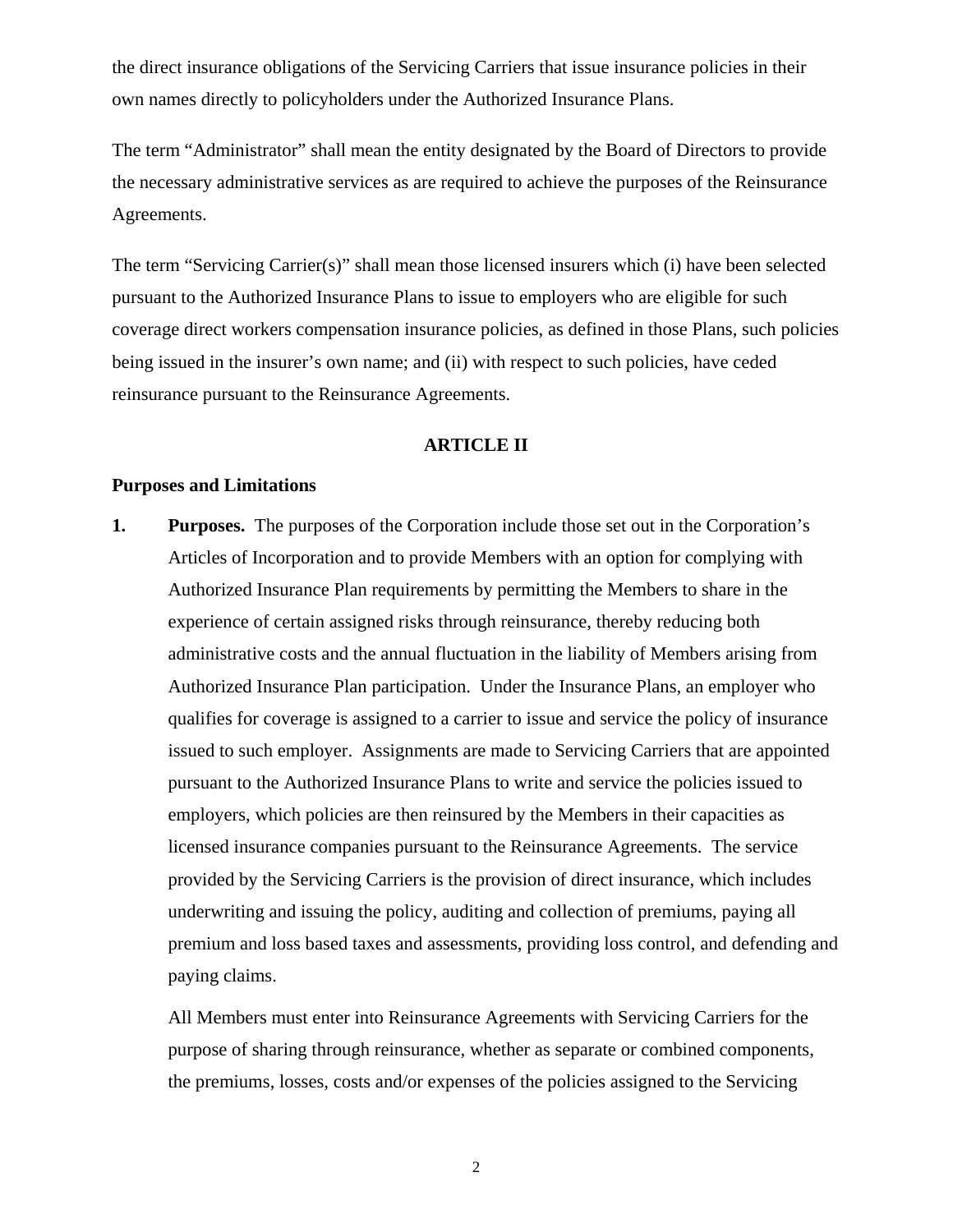the direct insurance obligations of the Servicing Carriers that issue insurance policies in their own names directly to policyholders under the Authorized Insurance Plans.

The term "Administrator" shall mean the entity designated by the Board of Directors to provide the necessary administrative services as are required to achieve the purposes of the Reinsurance Agreements.

The term "Servicing Carrier(s)" shall mean those licensed insurers which (i) have been selected pursuant to the Authorized Insurance Plans to issue to employers who are eligible for such coverage direct workers compensation insurance policies, as defined in those Plans, such policies being issued in the insurer's own name; and (ii) with respect to such policies, have ceded reinsurance pursuant to the Reinsurance Agreements.

## ARTICLE II

### Purposes and Limitations

**1. Purposes.** The purposes of the Corporation include those set out in the Corporation's Articles of Incorporation and to provide Members with an option for complying with Authorized Insurance Plan requirements by permitting the Members to share in the experience of certain assigned risks through reinsurance, thereby reducing both administrative costs and the annual fluctuation in the liability of Members arising from Authorized Insurance Plan participation. Under the Insurance Plans, an employer who qualifies for coverage is assigned to a carrier to issue and service the policy of insurance issued to such employer. Assignments are made to Servicing Carriers that are appointed pursuant to the Authorized Insurance Plans to write and service the policies issued to employers, which policies are then reinsured by the Members in their capacities as licensed insurance companies pursuant to the Reinsurance Agreements. The service provided by the Servicing Carriers is the provision of direct insurance, which includes underwriting and issuing the policy, auditing and collection of premiums, paying all premium and loss based taxes and assessments, providing loss control, and defending and paying claims.

All Members must enter into Reinsurance Agreements with Servicing Carriers for the purpose of sharing through reinsurance, whether as separate or combined components, the premiums, losses, costs and/or expenses of the policies assigned to the Servicing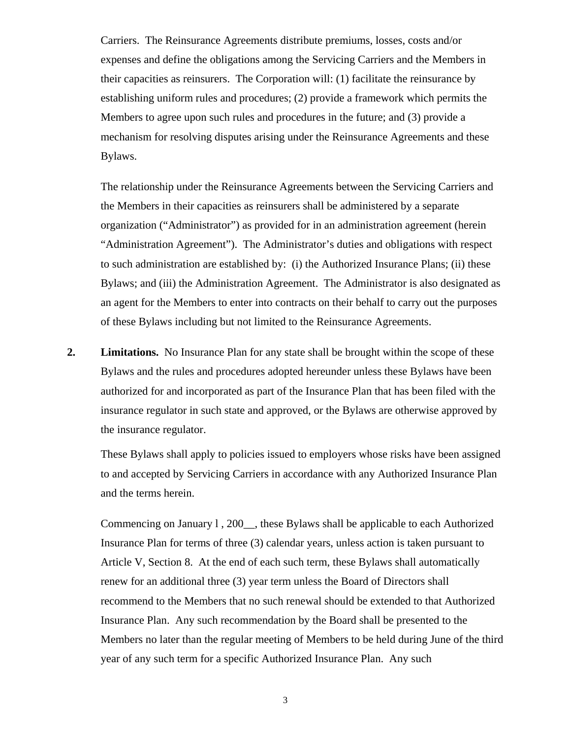Carriers. The Reinsurance Agreements distribute premiums, losses, costs and/or expenses and define the obligations among the Servicing Carriers and the Members in their capacities as reinsurers. The Corporation will: (1) facilitate the reinsurance by establishing uniform rules and procedures; (2) provide a framework which permits the Members to agree upon such rules and procedures in the future; and (3) provide a mechanism for resolving disputes arising under the Reinsurance Agreements and these Bylaws.

The relationship under the Reinsurance Agreements between the Servicing Carriers and the Members in their capacities as reinsurers shall be administered by a separate organization ("Administrator") as provided for in an administration agreement (herein "Administration Agreement"). The Administrator's duties and obligations with respect to such administration are established by: (i) the Authorized Insurance Plans; (ii) these Bylaws; and (iii) the Administration Agreement. The Administrator is also designated as an agent for the Members to enter into contracts on their behalf to carry out the purposes of these Bylaws including but not limited to the Reinsurance Agreements.

**2. Limitations.** No Insurance Plan for any state shall be brought within the scope of these Bylaws and the rules and procedures adopted hereunder unless these Bylaws have been authorized for and incorporated as part of the Insurance Plan that has been filed with the insurance regulator in such state and approved, or the Bylaws are otherwise approved by the insurance regulator.

These Bylaws shall apply to policies issued to employers whose risks have been assigned to and accepted by Servicing Carriers in accordance with any Authorized Insurance Plan and the terms herein.

Commencing on January l , 200__, these Bylaws shall be applicable to each Authorized Insurance Plan for terms of three (3) calendar years, unless action is taken pursuant to Article V, Section 8. At the end of each such term, these Bylaws shall automatically renew for an additional three (3) year term unless the Board of Directors shall recommend to the Members that no such renewal should be extended to that Authorized Insurance Plan. Any such recommendation by the Board shall be presented to the Members no later than the regular meeting of Members to be held during June of the third year of any such term for a specific Authorized Insurance Plan. Any such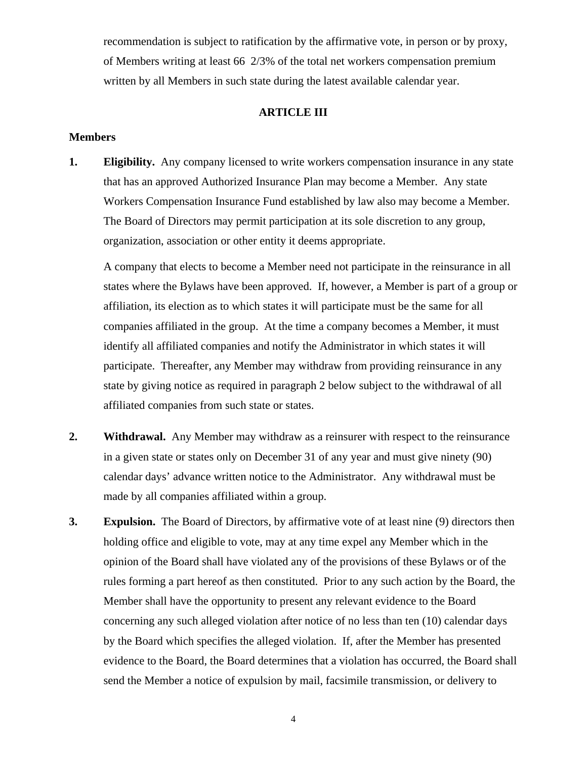recommendation is subject to ratification by the affirmative vote, in person or by proxy, of Members writing at least 66 2/3% of the total net workers compensation premium written by all Members in such state during the latest available calendar year.

## ARTICLE III

### Members

**1. Eligibility.** Any company licensed to write workers compensation insurance in any state that has an approved Authorized Insurance Plan may become a Member. Any state Workers Compensation Insurance Fund established by law also may become a Member. The Board of Directors may permit participation at its sole discretion to any group, organization, association or other entity it deems appropriate.

A company that elects to become a Member need not participate in the reinsurance in all states where the Bylaws have been approved. If, however, a Member is part of a group or affiliation, its election as to which states it will participate must be the same for all companies affiliated in the group. At the time a company becomes a Member, it must identify all affiliated companies and notify the Administrator in which states it will participate. Thereafter, any Member may withdraw from providing reinsurance in any state by giving notice as required in paragraph 2 below subject to the withdrawal of all affiliated companies from such state or states.

**2. Withdrawal.** Any Member may withdraw as a reinsurer with respect to the reinsurance in a given state or states only on December 31 of any year and must give ninety (90) calendar days' advance written notice to the Administrator. Any withdrawal must be made by all companies affiliated within a group.

**3. Expulsion.** The Board of Directors, by affirmative vote of at least nine (9) directors then holding office and eligible to vote, may at any time expel any Member which in the opinion of the Board shall have violated any of the provisions of these Bylaws or of the rules forming a part hereof as then constituted. Prior to any such action by the Board, the Member shall have the opportunity to present any relevant evidence to the Board concerning any such alleged violation after notice of no less than ten (10) calendar days by the Board which specifies the alleged violation. If, after the Member has presented evidence to the Board, the Board determines that a violation has occurred, the Board shall send the Member a notice of expulsion by mail, facsimile transmission, or delivery to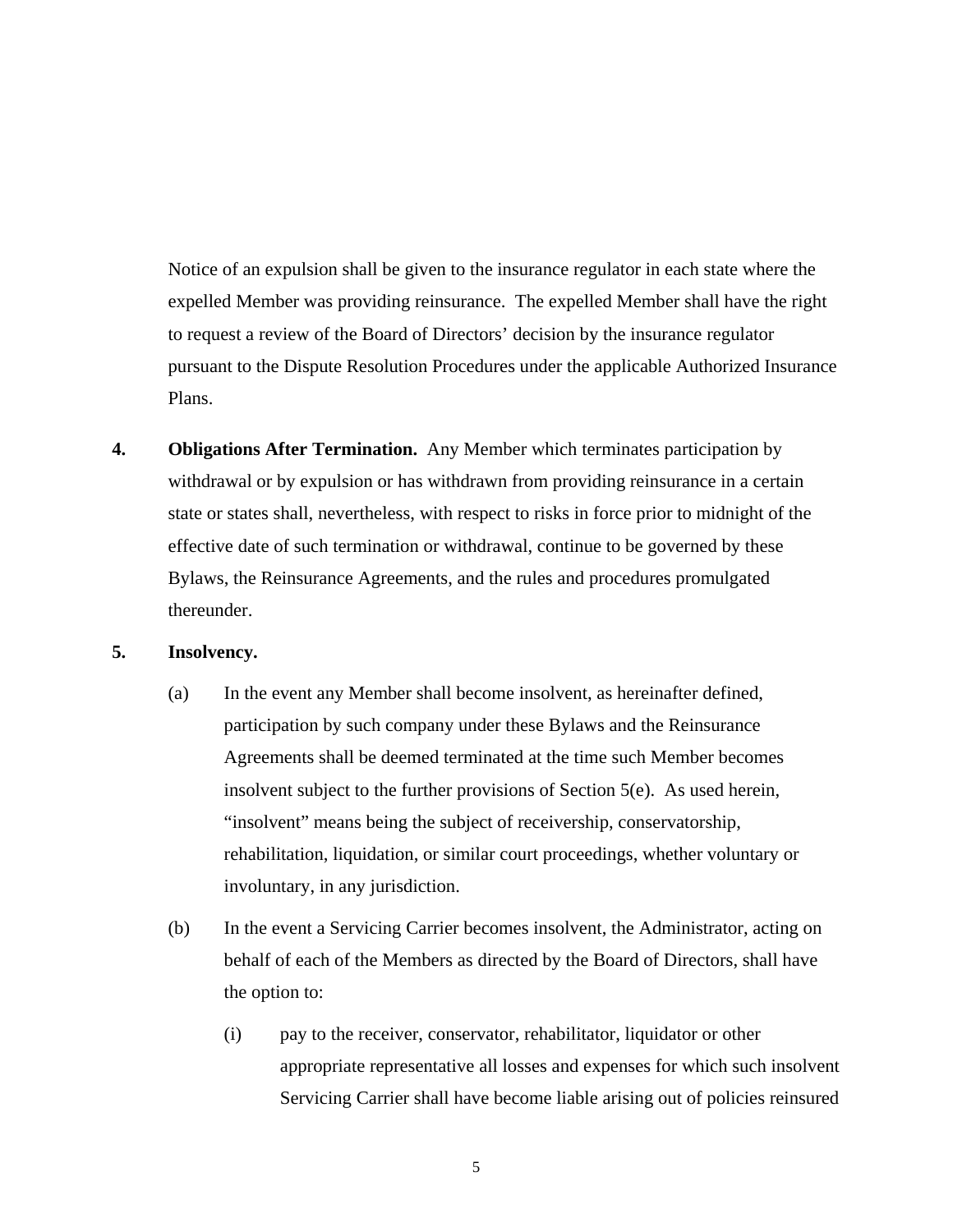Notice of an expulsion shall be given to the insurance regulator in each state where the expelled Member was providing reinsurance. The expelled Member shall have the right to request a review of the Board of Directors' decision by the insurance regulator pursuant to the Dispute Resolution Procedures under the applicable Authorized Insurance Plans.

**4. Obligations After Termination.** Any Member which terminates participation by withdrawal or by expulsion or has withdrawn from providing reinsurance in a certain state or states shall, nevertheless, with respect to risks in force prior to midnight of the effective date of such termination or withdrawal, continue to be governed by these Bylaws, the Reinsurance Agreements, and the rules and procedures promulgated thereunder.

**5. Insolvency.**

(a) In the event any Member shall become insolvent, as hereinafter defined, participation by such company under these Bylaws and the Reinsurance Agreements shall be deemed terminated at the time such Member becomes insolvent subject to the further provisions of Section 5(e). As used herein, "insolvent" means being the subject of receivership, conservatorship, rehabilitation, liquidation, or similar court proceedings, whether voluntary or involuntary, in any jurisdiction.

(b) In the event a Servicing Carrier becomes insolvent, the Administrator, acting on behalf of each of the Members as directed by the Board of Directors, shall have the option to:

(i) pay to the receiver, conservator, rehabilitator, liquidator or other appropriate representative all losses and expenses for which such insolvent Servicing Carrier shall have become liable arising out of policies reinsured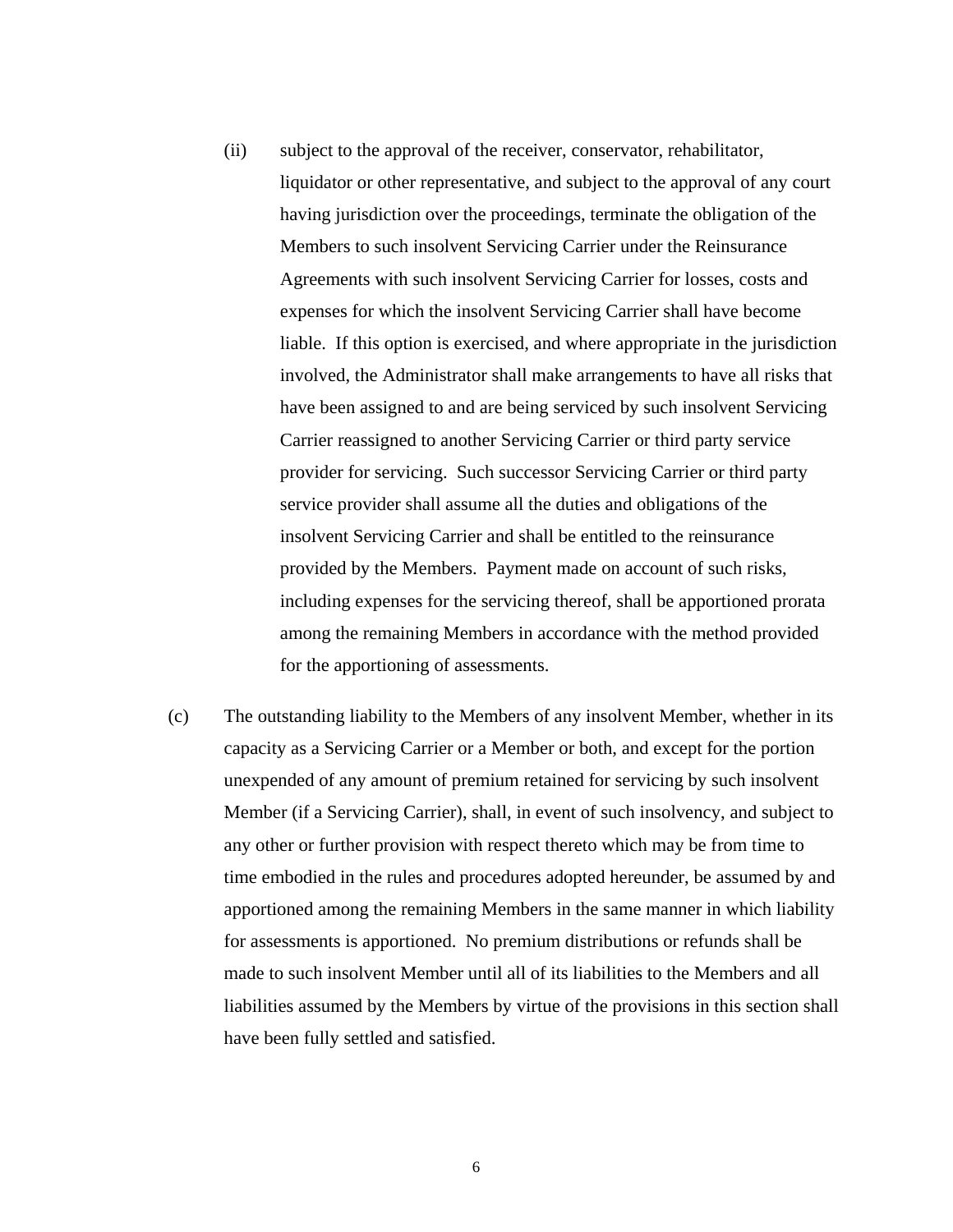(ii) subject to the approval of the receiver, conservator, rehabilitator, liquidator or other representative, and subject to the approval of any court having jurisdiction over the proceedings, terminate the obligation of the Members to such insolvent Servicing Carrier under the Reinsurance Agreements with such insolvent Servicing Carrier for losses, costs and expenses for which the insolvent Servicing Carrier shall have become liable. If this option is exercised, and where appropriate in the jurisdiction involved, the Administrator shall make arrangements to have all risks that have been assigned to and are being serviced by such insolvent Servicing Carrier reassigned to another Servicing Carrier or third party service provider for servicing. Such successor Servicing Carrier or third party service provider shall assume all the duties and obligations of the insolvent Servicing Carrier and shall be entitled to the reinsurance provided by the Members. Payment made on account of such risks, including expenses for the servicing thereof, shall be apportioned prorata among the remaining Members in accordance with the method provided for the apportioning of assessments.

(c) The outstanding liability to the Members of any insolvent Member, whether in its capacity as a Servicing Carrier or a Member or both, and except for the portion unexpended of any amount of premium retained for servicing by such insolvent Member (if a Servicing Carrier), shall, in event of such insolvency, and subject to any other or further provision with respect thereto which may be from time to time embodied in the rules and procedures adopted hereunder, be assumed by and apportioned among the remaining Members in the same manner in which liability for assessments is apportioned. No premium distributions or refunds shall be made to such insolvent Member until all of its liabilities to the Members and all liabilities assumed by the Members by virtue of the provisions in this section shall have been fully settled and satisfied.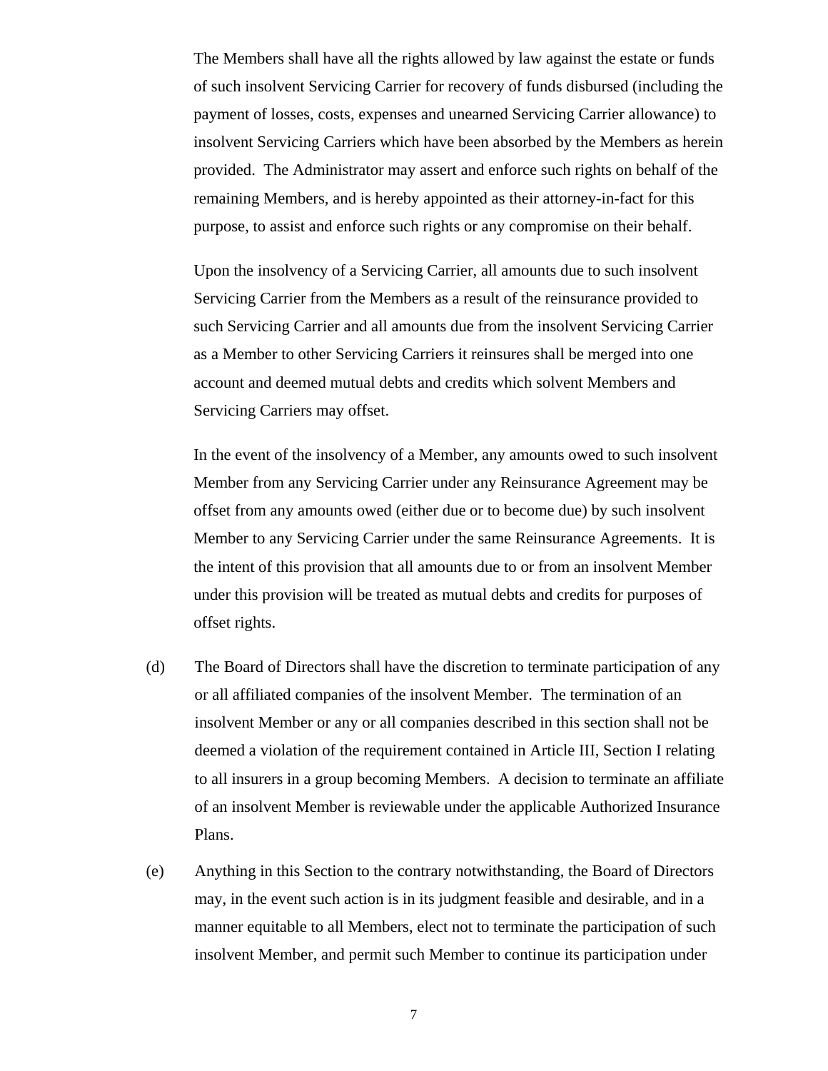The Members shall have all the rights allowed by law against the estate or funds of such insolvent Servicing Carrier for recovery of funds disbursed (including the payment of losses, costs, expenses and unearned Servicing Carrier allowance) to insolvent Servicing Carriers which have been absorbed by the Members as herein provided. The Administrator may assert and enforce such rights on behalf of the remaining Members, and is hereby appointed as their attorney-in-fact for this purpose, to assist and enforce such rights or any compromise on their behalf.

Upon the insolvency of a Servicing Carrier, all amounts due to such insolvent Servicing Carrier from the Members as a result of the reinsurance provided to such Servicing Carrier and all amounts due from the insolvent Servicing Carrier as a Member to other Servicing Carriers it reinsures shall be merged into one account and deemed mutual debts and credits which solvent Members and Servicing Carriers may offset.

In the event of the insolvency of a Member, any amounts owed to such insolvent Member from any Servicing Carrier under any Reinsurance Agreement may be offset from any amounts owed (either due or to become due) by such insolvent Member to any Servicing Carrier under the same Reinsurance Agreements. It is the intent of this provision that all amounts due to or from an insolvent Member under this provision will be treated as mutual debts and credits for purposes of offset rights.

(d) The Board of Directors shall have the discretion to terminate participation of any or all affiliated companies of the insolvent Member. The termination of an insolvent Member or any or all companies described in this section shall not be deemed a violation of the requirement contained in Article III, Section I relating to all insurers in a group becoming Members. A decision to terminate an affiliate of an insolvent Member is reviewable under the applicable Authorized Insurance Plans.

(e) Anything in this Section to the contrary notwithstanding, the Board of Directors may, in the event such action is in its judgment feasible and desirable, and in a manner equitable to all Members, elect not to terminate the participation of such insolvent Member, and permit such Member to continue its participation under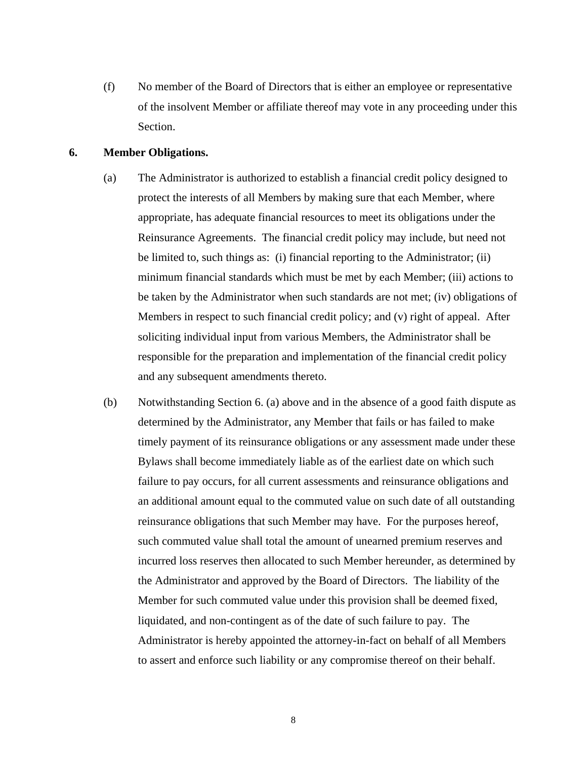(f) No member of the Board of Directors that is either an employee or representative of the insolvent Member or affiliate thereof may vote in any proceeding under this Section.

**6. Member Obligations.**

(a) The Administrator is authorized to establish a financial credit policy designed to protect the interests of all Members by making sure that each Member, where appropriate, has adequate financial resources to meet its obligations under the Reinsurance Agreements. The financial credit policy may include, but need not be limited to, such things as: (i) financial reporting to the Administrator; (ii) minimum financial standards which must be met by each Member; (iii) actions to be taken by the Administrator when such standards are not met; (iv) obligations of Members in respect to such financial credit policy; and (v) right of appeal. After soliciting individual input from various Members, the Administrator shall be responsible for the preparation and implementation of the financial credit policy and any subsequent amendments thereto.

(b) Notwithstanding Section 6. (a) above and in the absence of a good faith dispute as determined by the Administrator, any Member that fails or has failed to make timely payment of its reinsurance obligations or any assessment made under these Bylaws shall become immediately liable as of the earliest date on which such failure to pay occurs, for all current assessments and reinsurance obligations and an additional amount equal to the commuted value on such date of all outstanding reinsurance obligations that such Member may have. For the purposes hereof, such commuted value shall total the amount of unearned premium reserves and incurred loss reserves then allocated to such Member hereunder, as determined by the Administrator and approved by the Board of Directors. The liability of the Member for such commuted value under this provision shall be deemed fixed, liquidated, and non-contingent as of the date of such failure to pay. The Administrator is hereby appointed the attorney-in-fact on behalf of all Members to assert and enforce such liability or any compromise thereof on their behalf.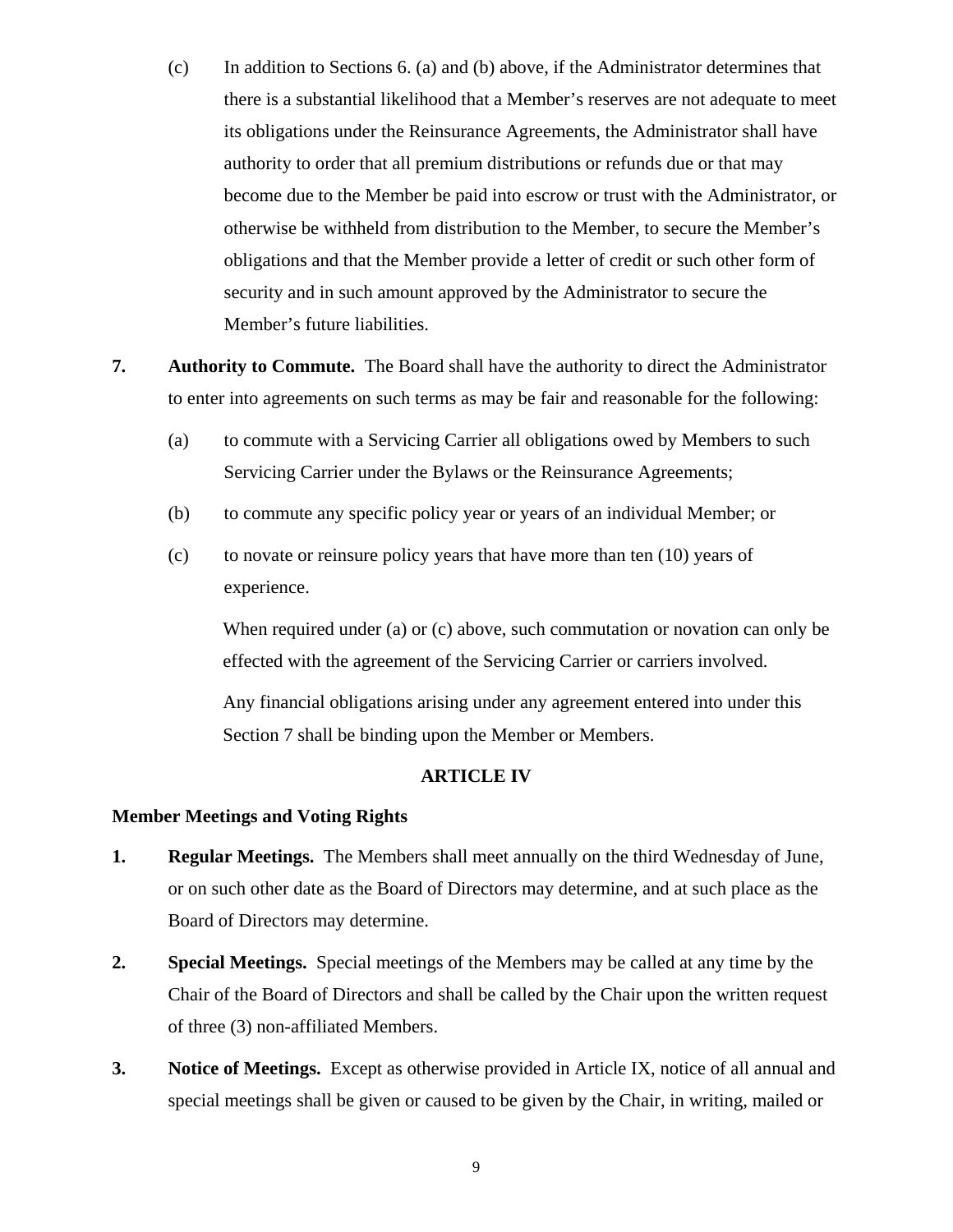(c) In addition to Sections 6. (a) and (b) above, if the Administrator determines that there is a substantial likelihood that a Member's reserves are not adequate to meet its obligations under the Reinsurance Agreements, the Administrator shall have authority to order that all premium distributions or refunds due or that may become due to the Member be paid into escrow or trust with the Administrator, or otherwise be withheld from distribution to the Member, to secure the Member's obligations and that the Member provide a letter of credit or such other form of security and in such amount approved by the Administrator to secure the Member's future liabilities.

**7. Authority to Commute.** The Board shall have the authority to direct the Administrator to enter into agreements on such terms as may be fair and reasonable for the following:

(a) to commute with a Servicing Carrier all obligations owed by Members to such Servicing Carrier under the Bylaws or the Reinsurance Agreements;

(b) to commute any specific policy year or years of an individual Member; or

(c) to novate or reinsure policy years that have more than ten (10) years of experience.

When required under (a) or (c) above, such commutation or novation can only be effected with the agreement of the Servicing Carrier or carriers involved.

Any financial obligations arising under any agreement entered into under this Section 7 shall be binding upon the Member or Members.

## ARTICLE IV

### Member Meetings and Voting Rights

**1. Regular Meetings.** The Members shall meet annually on the third Wednesday of June, or on such other date as the Board of Directors may determine, and at such place as the Board of Directors may determine.

**2. Special Meetings.** Special meetings of the Members may be called at any time by the Chair of the Board of Directors and shall be called by the Chair upon the written request of three (3) non-affiliated Members.

**3. Notice of Meetings.** Except as otherwise provided in Article IX, notice of all annual and special meetings shall be given or caused to be given by the Chair, in writing, mailed or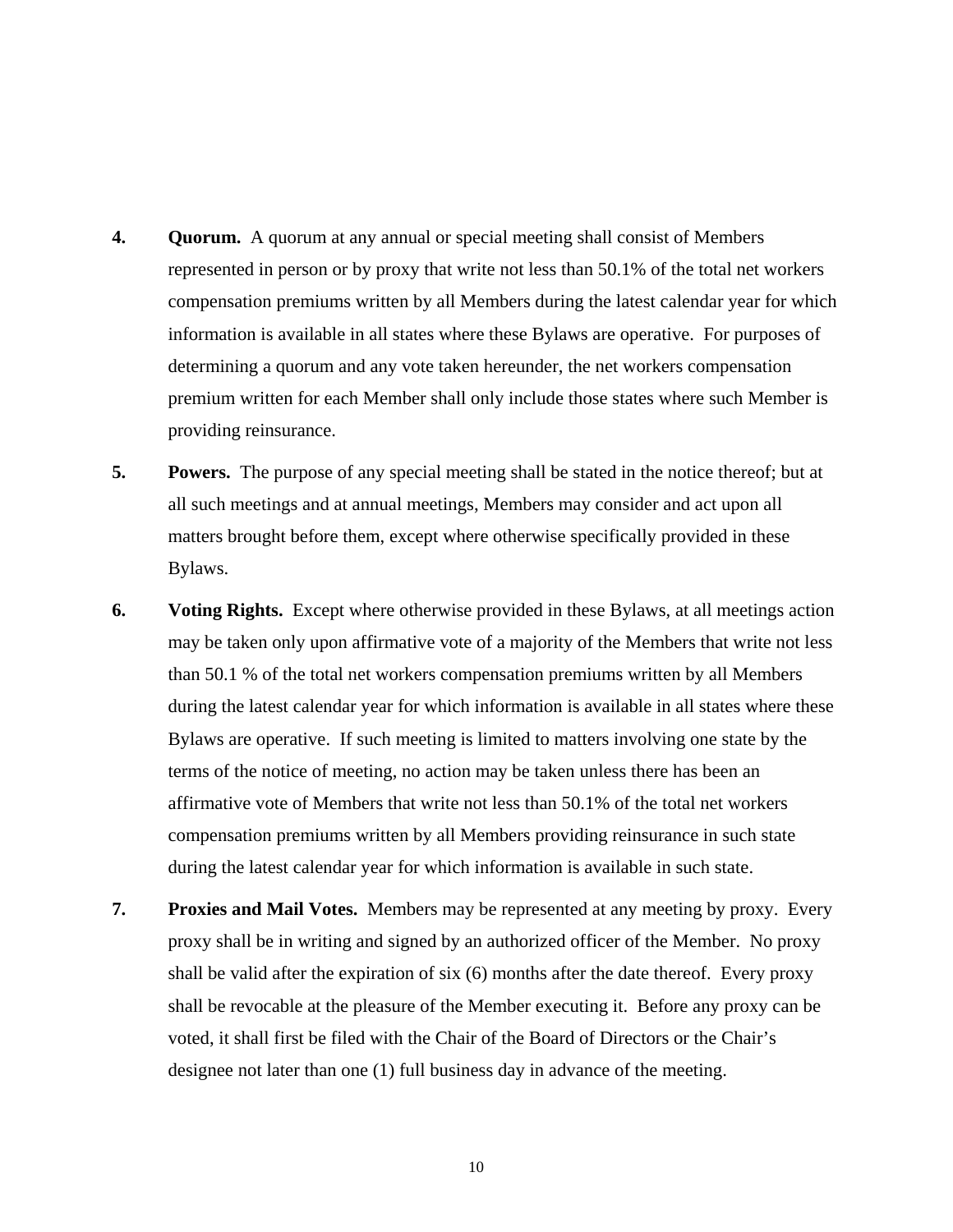**4.** **Quorum.** A quorum at any annual or special meeting shall consist of Members represented in person or by proxy that write not less than 50.1% of the total net workers compensation premiums written by all Members during the latest calendar year for which information is available in all states where these Bylaws are operative. For purposes of determining a quorum and any vote taken hereunder, the net workers compensation premium written for each Member shall only include those states where such Member is providing reinsurance.

**5.** **Powers.** The purpose of any special meeting shall be stated in the notice thereof; but at all such meetings and at annual meetings, Members may consider and act upon all matters brought before them, except where otherwise specifically provided in these Bylaws.

**6.** **Voting Rights.** Except where otherwise provided in these Bylaws, at all meetings action may be taken only upon affirmative vote of a majority of the Members that write not less than 50.1 % of the total net workers compensation premiums written by all Members during the latest calendar year for which information is available in all states where these Bylaws are operative. If such meeting is limited to matters involving one state by the terms of the notice of meeting, no action may be taken unless there has been an affirmative vote of Members that write not less than 50.1% of the total net workers compensation premiums written by all Members providing reinsurance in such state during the latest calendar year for which information is available in such state.

**7.** **Proxies and Mail Votes.** Members may be represented at any meeting by proxy. Every proxy shall be in writing and signed by an authorized officer of the Member. No proxy shall be valid after the expiration of six (6) months after the date thereof. Every proxy shall be revocable at the pleasure of the Member executing it. Before any proxy can be voted, it shall first be filed with the Chair of the Board of Directors or the Chair's designee not later than one (1) full business day in advance of the meeting.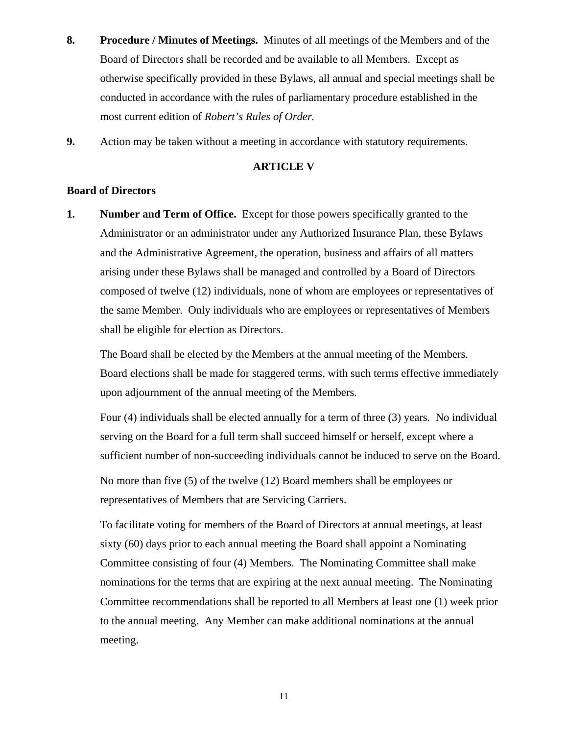**8.** **Procedure / Minutes of Meetings.** Minutes of all meetings of the Members and of the Board of Directors shall be recorded and be available to all Members. Except as otherwise specifically provided in these Bylaws, all annual and special meetings shall be conducted in accordance with the rules of parliamentary procedure established in the most current edition of *Robert's Rules of Order.*

**9.** Action may be taken without a meeting in accordance with statutory requirements.

## ARTICLE V

### Board of Directors

**1.** **Number and Term of Office.** Except for those powers specifically granted to the Administrator or an administrator under any Authorized Insurance Plan, these Bylaws and the Administrative Agreement, the operation, business and affairs of all matters arising under these Bylaws shall be managed and controlled by a Board of Directors composed of twelve (12) individuals, none of whom are employees or representatives of the same Member. Only individuals who are employees or representatives of Members shall be eligible for election as Directors.

The Board shall be elected by the Members at the annual meeting of the Members. Board elections shall be made for staggered terms, with such terms effective immediately upon adjournment of the annual meeting of the Members.

Four (4) individuals shall be elected annually for a term of three (3) years. No individual serving on the Board for a full term shall succeed himself or herself, except where a sufficient number of non-succeeding individuals cannot be induced to serve on the Board.

No more than five (5) of the twelve (12) Board members shall be employees or representatives of Members that are Servicing Carriers.

To facilitate voting for members of the Board of Directors at annual meetings, at least sixty (60) days prior to each annual meeting the Board shall appoint a Nominating Committee consisting of four (4) Members. The Nominating Committee shall make nominations for the terms that are expiring at the next annual meeting. The Nominating Committee recommendations shall be reported to all Members at least one (1) week prior to the annual meeting. Any Member can make additional nominations at the annual meeting.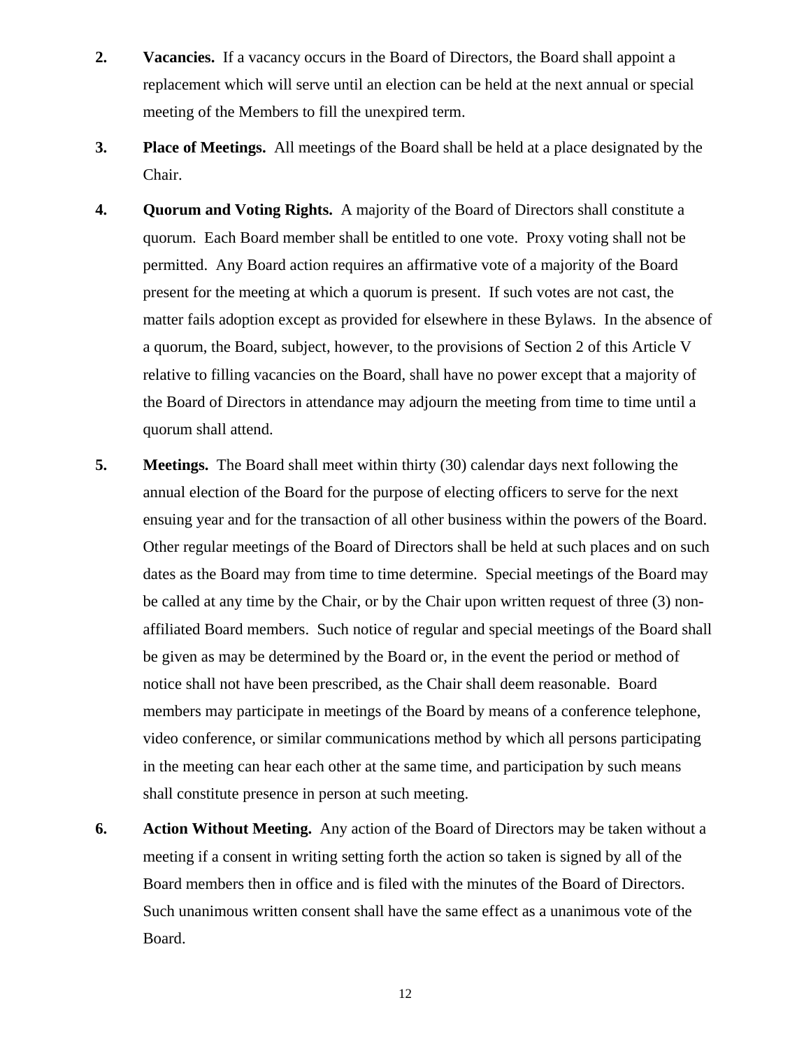2. **Vacancies.** If a vacancy occurs in the Board of Directors, the Board shall appoint a replacement which will serve until an election can be held at the next annual or special meeting of the Members to fill the unexpired term.

3. **Place of Meetings.** All meetings of the Board shall be held at a place designated by the Chair.

4. **Quorum and Voting Rights.** A majority of the Board of Directors shall constitute a quorum. Each Board member shall be entitled to one vote. Proxy voting shall not be permitted. Any Board action requires an affirmative vote of a majority of the Board present for the meeting at which a quorum is present. If such votes are not cast, the matter fails adoption except as provided for elsewhere in these Bylaws. In the absence of a quorum, the Board, subject, however, to the provisions of Section 2 of this Article V relative to filling vacancies on the Board, shall have no power except that a majority of the Board of Directors in attendance may adjourn the meeting from time to time until a quorum shall attend.

5. **Meetings.** The Board shall meet within thirty (30) calendar days next following the annual election of the Board for the purpose of electing officers to serve for the next ensuing year and for the transaction of all other business within the powers of the Board. Other regular meetings of the Board of Directors shall be held at such places and on such dates as the Board may from time to time determine. Special meetings of the Board may be called at any time by the Chair, or by the Chair upon written request of three (3) non-affiliated Board members. Such notice of regular and special meetings of the Board shall be given as may be determined by the Board or, in the event the period or method of notice shall not have been prescribed, as the Chair shall deem reasonable. Board members may participate in meetings of the Board by means of a conference telephone, video conference, or similar communications method by which all persons participating in the meeting can hear each other at the same time, and participation by such means shall constitute presence in person at such meeting.

6. **Action Without Meeting.** Any action of the Board of Directors may be taken without a meeting if a consent in writing setting forth the action so taken is signed by all of the Board members then in office and is filed with the minutes of the Board of Directors. Such unanimous written consent shall have the same effect as a unanimous vote of the Board.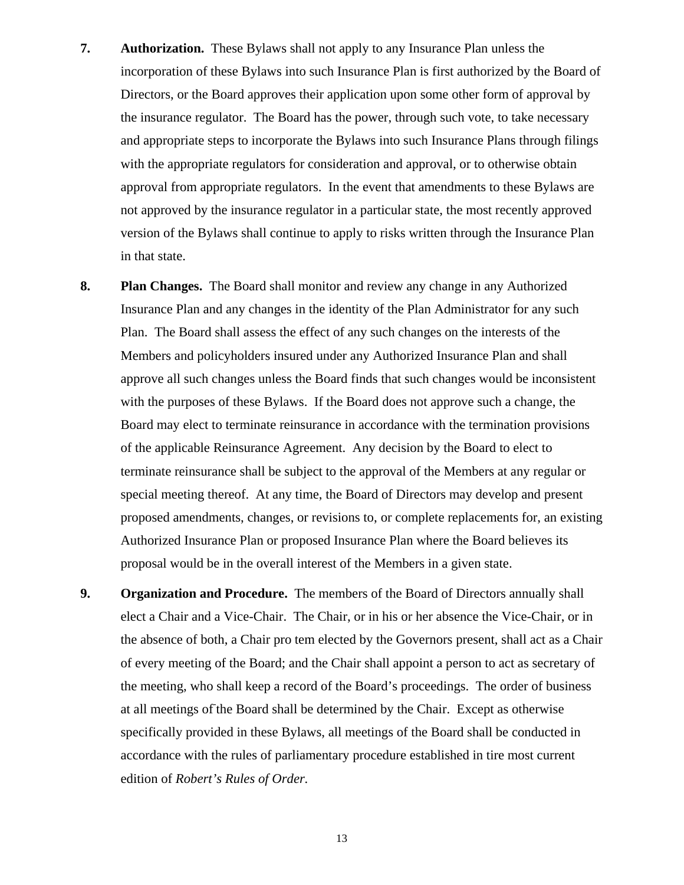**7.** **Authorization.** These Bylaws shall not apply to any Insurance Plan unless the incorporation of these Bylaws into such Insurance Plan is first authorized by the Board of Directors, or the Board approves their application upon some other form of approval by the insurance regulator. The Board has the power, through such vote, to take necessary and appropriate steps to incorporate the Bylaws into such Insurance Plans through filings with the appropriate regulators for consideration and approval, or to otherwise obtain approval from appropriate regulators. In the event that amendments to these Bylaws are not approved by the insurance regulator in a particular state, the most recently approved version of the Bylaws shall continue to apply to risks written through the Insurance Plan in that state.

**8.** **Plan Changes.** The Board shall monitor and review any change in any Authorized Insurance Plan and any changes in the identity of the Plan Administrator for any such Plan. The Board shall assess the effect of any such changes on the interests of the Members and policyholders insured under any Authorized Insurance Plan and shall approve all such changes unless the Board finds that such changes would be inconsistent with the purposes of these Bylaws. If the Board does not approve such a change, the Board may elect to terminate reinsurance in accordance with the termination provisions of the applicable Reinsurance Agreement. Any decision by the Board to elect to terminate reinsurance shall be subject to the approval of the Members at any regular or special meeting thereof. At any time, the Board of Directors may develop and present proposed amendments, changes, or revisions to, or complete replacements for, an existing Authorized Insurance Plan or proposed Insurance Plan where the Board believes its proposal would be in the overall interest of the Members in a given state.

**9.** **Organization and Procedure.** The members of the Board of Directors annually shall elect a Chair and a Vice-Chair. The Chair, or in his or her absence the Vice-Chair, or in the absence of both, a Chair pro tem elected by the Governors present, shall act as a Chair of every meeting of the Board; and the Chair shall appoint a person to act as secretary of the meeting, who shall keep a record of the Board's proceedings. The order of business at all meetings of the Board shall be determined by the Chair. Except as otherwise specifically provided in these Bylaws, all meetings of the Board shall be conducted in accordance with the rules of parliamentary procedure established in tire most current edition of *Robert's Rules of Order.*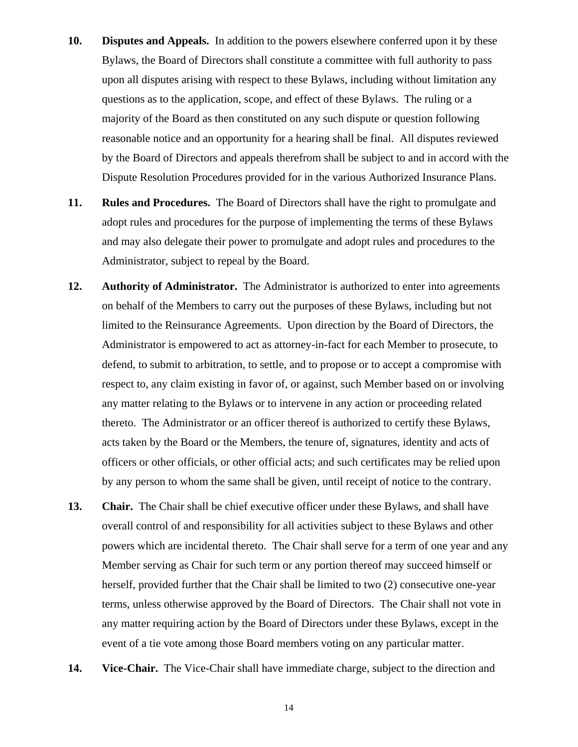**10. Disputes and Appeals.** In addition to the powers elsewhere conferred upon it by these Bylaws, the Board of Directors shall constitute a committee with full authority to pass upon all disputes arising with respect to these Bylaws, including without limitation any questions as to the application, scope, and effect of these Bylaws. The ruling or a majority of the Board as then constituted on any such dispute or question following reasonable notice and an opportunity for a hearing shall be final. All disputes reviewed by the Board of Directors and appeals therefrom shall be subject to and in accord with the Dispute Resolution Procedures provided for in the various Authorized Insurance Plans.

**11. Rules and Procedures.** The Board of Directors shall have the right to promulgate and adopt rules and procedures for the purpose of implementing the terms of these Bylaws and may also delegate their power to promulgate and adopt rules and procedures to the Administrator, subject to repeal by the Board.

**12. Authority of Administrator.** The Administrator is authorized to enter into agreements on behalf of the Members to carry out the purposes of these Bylaws, including but not limited to the Reinsurance Agreements. Upon direction by the Board of Directors, the Administrator is empowered to act as attorney-in-fact for each Member to prosecute, to defend, to submit to arbitration, to settle, and to propose or to accept a compromise with respect to, any claim existing in favor of, or against, such Member based on or involving any matter relating to the Bylaws or to intervene in any action or proceeding related thereto. The Administrator or an officer thereof is authorized to certify these Bylaws, acts taken by the Board or the Members, the tenure of, signatures, identity and acts of officers or other officials, or other official acts; and such certificates may be relied upon by any person to whom the same shall be given, until receipt of notice to the contrary.

**13. Chair.** The Chair shall be chief executive officer under these Bylaws, and shall have overall control of and responsibility for all activities subject to these Bylaws and other powers which are incidental thereto. The Chair shall serve for a term of one year and any Member serving as Chair for such term or any portion thereof may succeed himself or herself, provided further that the Chair shall be limited to two (2) consecutive one-year terms, unless otherwise approved by the Board of Directors. The Chair shall not vote in any matter requiring action by the Board of Directors under these Bylaws, except in the event of a tie vote among those Board members voting on any particular matter.

**14. Vice-Chair.** The Vice-Chair shall have immediate charge, subject to the direction and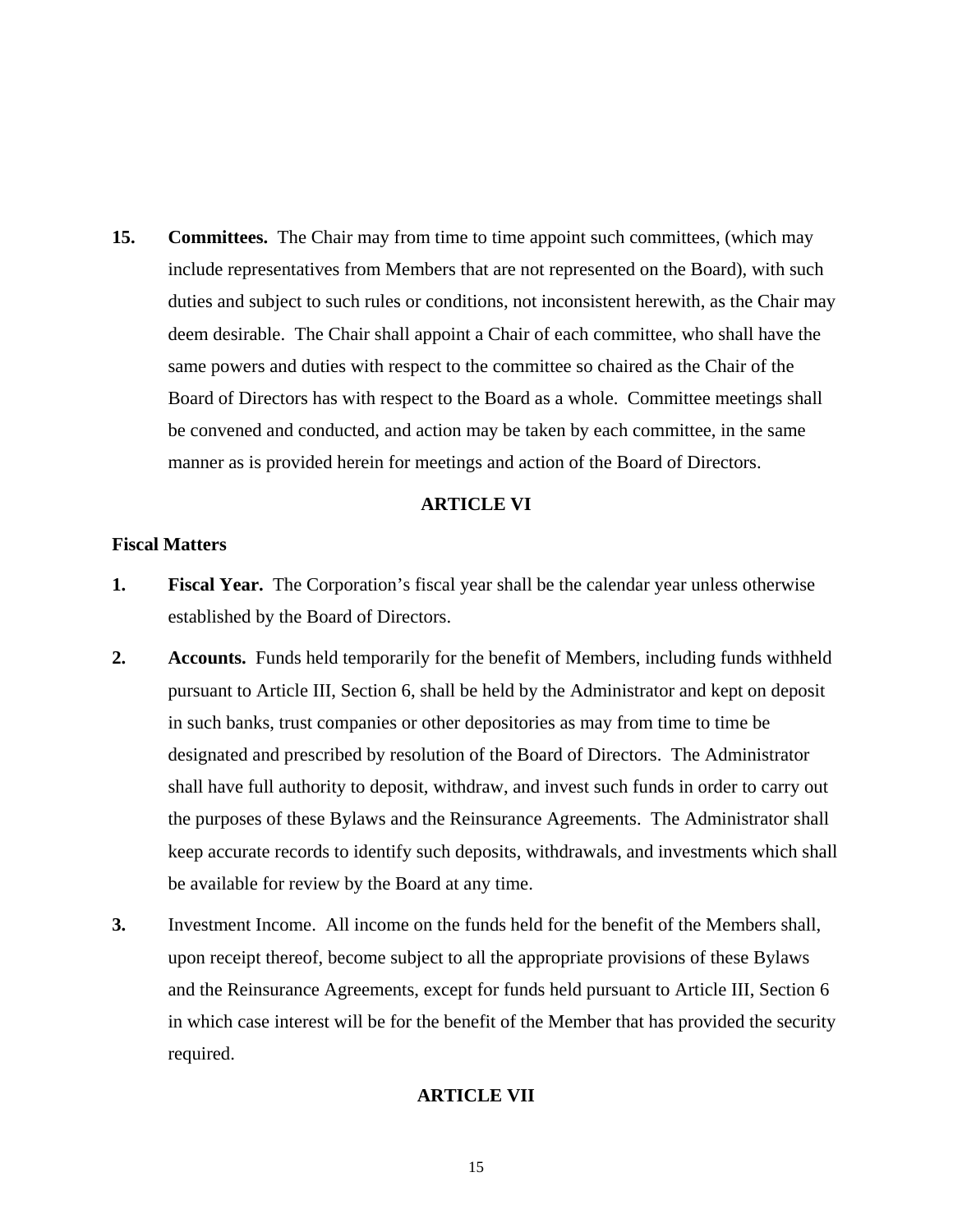**15.** **Committees.** The Chair may from time to time appoint such committees, (which may include representatives from Members that are not represented on the Board), with such duties and subject to such rules or conditions, not inconsistent herewith, as the Chair may deem desirable. The Chair shall appoint a Chair of each committee, who shall have the same powers and duties with respect to the committee so chaired as the Chair of the Board of Directors has with respect to the Board as a whole. Committee meetings shall be convened and conducted, and action may be taken by each committee, in the same manner as is provided herein for meetings and action of the Board of Directors.

## ARTICLE VI

### Fiscal Matters

**1.** **Fiscal Year.** The Corporation's fiscal year shall be the calendar year unless otherwise established by the Board of Directors.

**2.** **Accounts.** Funds held temporarily for the benefit of Members, including funds withheld pursuant to Article III, Section 6, shall be held by the Administrator and kept on deposit in such banks, trust companies or other depositories as may from time to time be designated and prescribed by resolution of the Board of Directors. The Administrator shall have full authority to deposit, withdraw, and invest such funds in order to carry out the purposes of these Bylaws and the Reinsurance Agreements. The Administrator shall keep accurate records to identify such deposits, withdrawals, and investments which shall be available for review by the Board at any time.

**3.** Investment Income. All income on the funds held for the benefit of the Members shall, upon receipt thereof, become subject to all the appropriate provisions of these Bylaws and the Reinsurance Agreements, except for funds held pursuant to Article III, Section 6 in which case interest will be for the benefit of the Member that has provided the security required.

## ARTICLE VII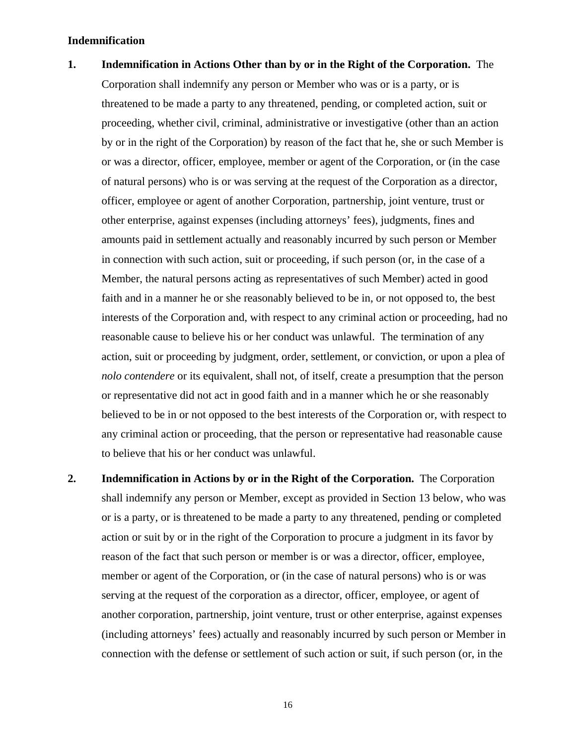**Indemnification**

1. **Indemnification in Actions Other than by or in the Right of the Corporation.** The Corporation shall indemnify any person or Member who was or is a party, or is threatened to be made a party to any threatened, pending, or completed action, suit or proceeding, whether civil, criminal, administrative or investigative (other than an action by or in the right of the Corporation) by reason of the fact that he, she or such Member is or was a director, officer, employee, member or agent of the Corporation, or (in the case of natural persons) who is or was serving at the request of the Corporation as a director, officer, employee or agent of another Corporation, partnership, joint venture, trust or other enterprise, against expenses (including attorneys' fees), judgments, fines and amounts paid in settlement actually and reasonably incurred by such person or Member in connection with such action, suit or proceeding, if such person (or, in the case of a Member, the natural persons acting as representatives of such Member) acted in good faith and in a manner he or she reasonably believed to be in, or not opposed to, the best interests of the Corporation and, with respect to any criminal action or proceeding, had no reasonable cause to believe his or her conduct was unlawful. The termination of any action, suit or proceeding by judgment, order, settlement, or conviction, or upon a plea of *nolo contendere* or its equivalent, shall not, of itself, create a presumption that the person or representative did not act in good faith and in a manner which he or she reasonably believed to be in or not opposed to the best interests of the Corporation or, with respect to any criminal action or proceeding, that the person or representative had reasonable cause to believe that his or her conduct was unlawful.

2. **Indemnification in Actions by or in the Right of the Corporation.** The Corporation shall indemnify any person or Member, except as provided in Section 13 below, who was or is a party, or is threatened to be made a party to any threatened, pending or completed action or suit by or in the right of the Corporation to procure a judgment in its favor by reason of the fact that such person or member is or was a director, officer, employee, member or agent of the Corporation, or (in the case of natural persons) who is or was serving at the request of the corporation as a director, officer, employee, or agent of another corporation, partnership, joint venture, trust or other enterprise, against expenses (including attorneys' fees) actually and reasonably incurred by such person or Member in connection with the defense or settlement of such action or suit, if such person (or, in the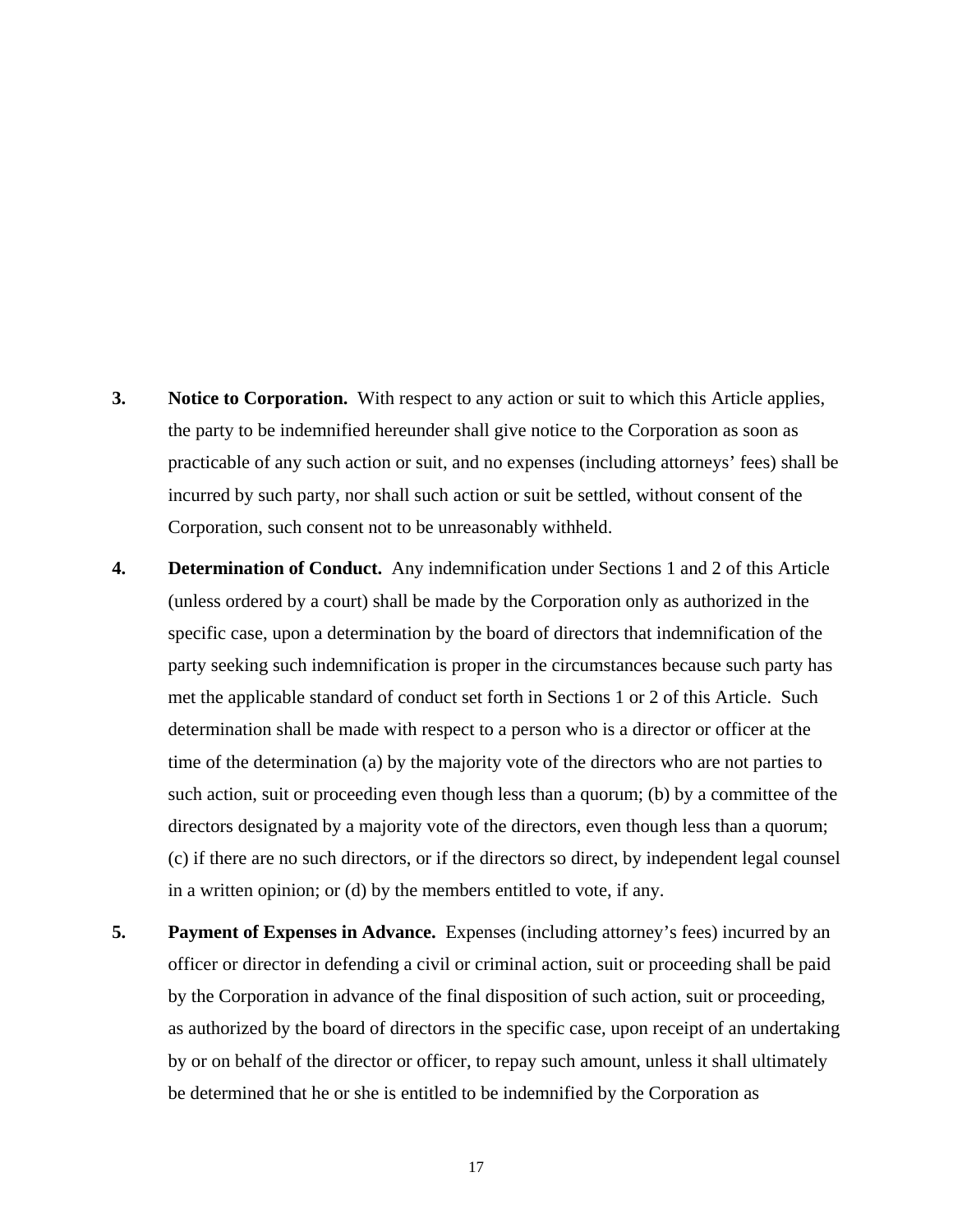3. **Notice to Corporation.** With respect to any action or suit to which this Article applies, the party to be indemnified hereunder shall give notice to the Corporation as soon as practicable of any such action or suit, and no expenses (including attorneys' fees) shall be incurred by such party, nor shall such action or suit be settled, without consent of the Corporation, such consent not to be unreasonably withheld.

4. **Determination of Conduct.** Any indemnification under Sections 1 and 2 of this Article (unless ordered by a court) shall be made by the Corporation only as authorized in the specific case, upon a determination by the board of directors that indemnification of the party seeking such indemnification is proper in the circumstances because such party has met the applicable standard of conduct set forth in Sections 1 or 2 of this Article. Such determination shall be made with respect to a person who is a director or officer at the time of the determination (a) by the majority vote of the directors who are not parties to such action, suit or proceeding even though less than a quorum; (b) by a committee of the directors designated by a majority vote of the directors, even though less than a quorum; (c) if there are no such directors, or if the directors so direct, by independent legal counsel in a written opinion; or (d) by the members entitled to vote, if any.

5. **Payment of Expenses in Advance.** Expenses (including attorney's fees) incurred by an officer or director in defending a civil or criminal action, suit or proceeding shall be paid by the Corporation in advance of the final disposition of such action, suit or proceeding, as authorized by the board of directors in the specific case, upon receipt of an undertaking by or on behalf of the director or officer, to repay such amount, unless it shall ultimately be determined that he or she is entitled to be indemnified by the Corporation as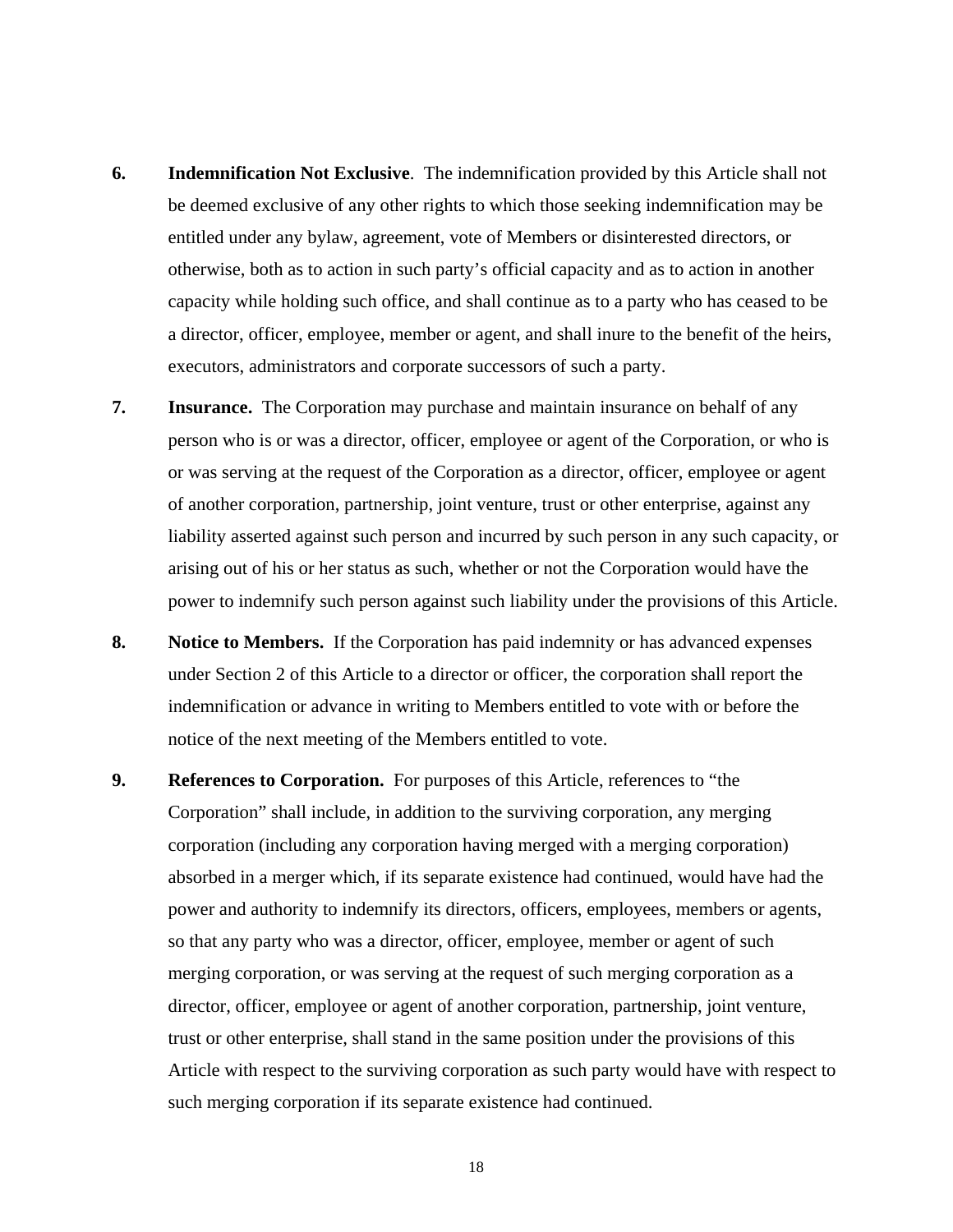6. **Indemnification Not Exclusive**. The indemnification provided by this Article shall not be deemed exclusive of any other rights to which those seeking indemnification may be entitled under any bylaw, agreement, vote of Members or disinterested directors, or otherwise, both as to action in such party's official capacity and as to action in another capacity while holding such office, and shall continue as to a party who has ceased to be a director, officer, employee, member or agent, and shall inure to the benefit of the heirs, executors, administrators and corporate successors of such a party.

7. **Insurance.** The Corporation may purchase and maintain insurance on behalf of any person who is or was a director, officer, employee or agent of the Corporation, or who is or was serving at the request of the Corporation as a director, officer, employee or agent of another corporation, partnership, joint venture, trust or other enterprise, against any liability asserted against such person and incurred by such person in any such capacity, or arising out of his or her status as such, whether or not the Corporation would have the power to indemnify such person against such liability under the provisions of this Article.

8. **Notice to Members.** If the Corporation has paid indemnity or has advanced expenses under Section 2 of this Article to a director or officer, the corporation shall report the indemnification or advance in writing to Members entitled to vote with or before the notice of the next meeting of the Members entitled to vote.

9. **References to Corporation.** For purposes of this Article, references to "the Corporation" shall include, in addition to the surviving corporation, any merging corporation (including any corporation having merged with a merging corporation) absorbed in a merger which, if its separate existence had continued, would have had the power and authority to indemnify its directors, officers, employees, members or agents, so that any party who was a director, officer, employee, member or agent of such merging corporation, or was serving at the request of such merging corporation as a director, officer, employee or agent of another corporation, partnership, joint venture, trust or other enterprise, shall stand in the same position under the provisions of this Article with respect to the surviving corporation as such party would have with respect to such merging corporation if its separate existence had continued.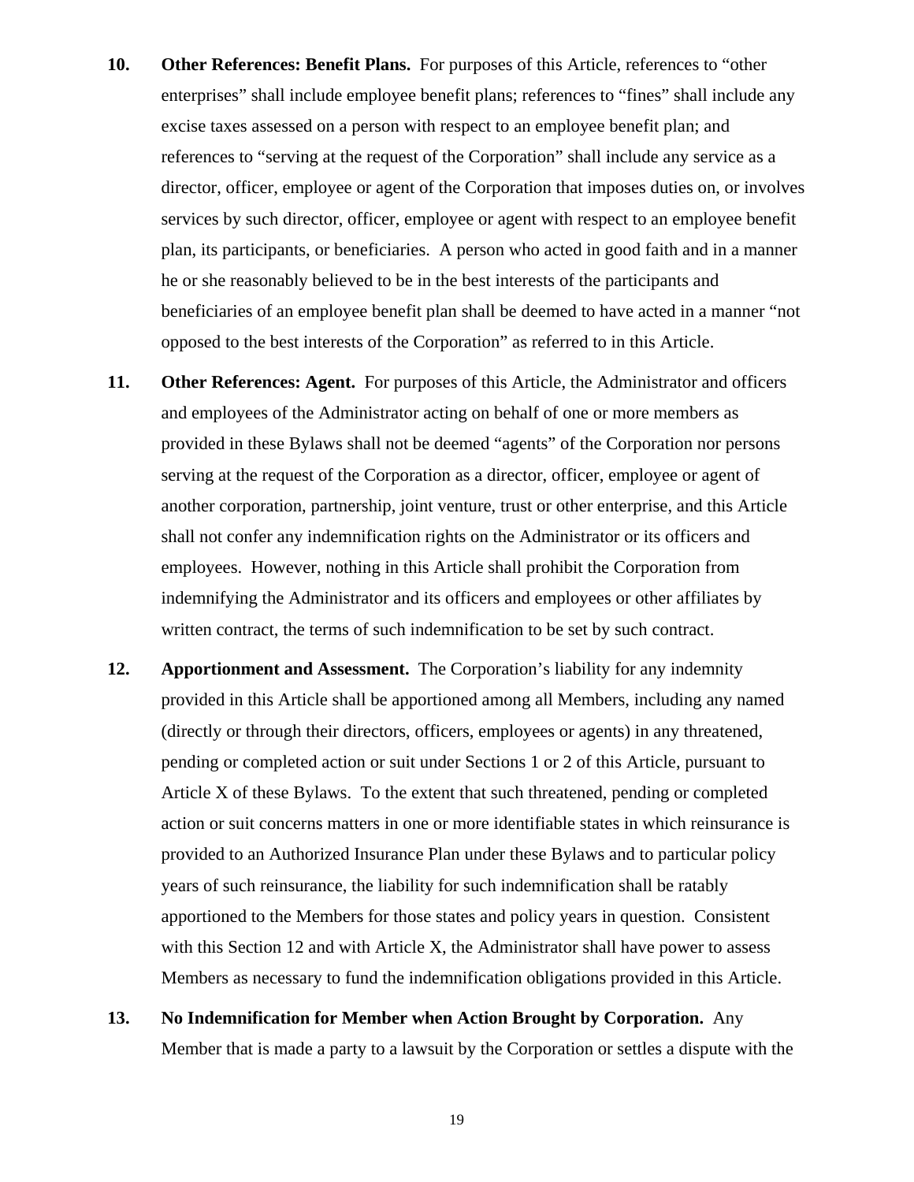10. **Other References: Benefit Plans.** For purposes of this Article, references to "other enterprises" shall include employee benefit plans; references to "fines" shall include any excise taxes assessed on a person with respect to an employee benefit plan; and references to "serving at the request of the Corporation" shall include any service as a director, officer, employee or agent of the Corporation that imposes duties on, or involves services by such director, officer, employee or agent with respect to an employee benefit plan, its participants, or beneficiaries. A person who acted in good faith and in a manner he or she reasonably believed to be in the best interests of the participants and beneficiaries of an employee benefit plan shall be deemed to have acted in a manner "not opposed to the best interests of the Corporation" as referred to in this Article.

11. **Other References: Agent.** For purposes of this Article, the Administrator and officers and employees of the Administrator acting on behalf of one or more members as provided in these Bylaws shall not be deemed "agents" of the Corporation nor persons serving at the request of the Corporation as a director, officer, employee or agent of another corporation, partnership, joint venture, trust or other enterprise, and this Article shall not confer any indemnification rights on the Administrator or its officers and employees. However, nothing in this Article shall prohibit the Corporation from indemnifying the Administrator and its officers and employees or other affiliates by written contract, the terms of such indemnification to be set by such contract.

12. **Apportionment and Assessment.** The Corporation's liability for any indemnity provided in this Article shall be apportioned among all Members, including any named (directly or through their directors, officers, employees or agents) in any threatened, pending or completed action or suit under Sections 1 or 2 of this Article, pursuant to Article X of these Bylaws. To the extent that such threatened, pending or completed action or suit concerns matters in one or more identifiable states in which reinsurance is provided to an Authorized Insurance Plan under these Bylaws and to particular policy years of such reinsurance, the liability for such indemnification shall be ratably apportioned to the Members for those states and policy years in question. Consistent with this Section 12 and with Article X, the Administrator shall have power to assess Members as necessary to fund the indemnification obligations provided in this Article.

13. **No Indemnification for Member when Action Brought by Corporation.** Any Member that is made a party to a lawsuit by the Corporation or settles a dispute with the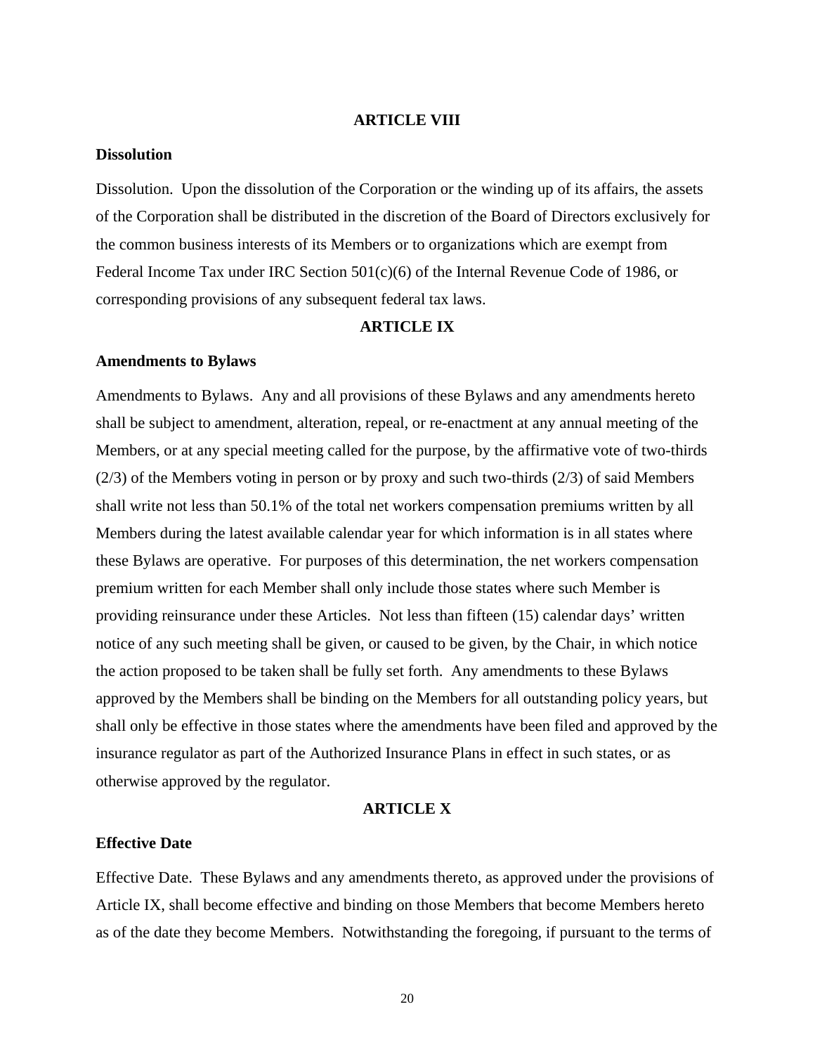## ARTICLE VIII

### Dissolution

Dissolution. Upon the dissolution of the Corporation or the winding up of its affairs, the assets of the Corporation shall be distributed in the discretion of the Board of Directors exclusively for the common business interests of its Members or to organizations which are exempt from Federal Income Tax under IRC Section 501(c)(6) of the Internal Revenue Code of 1986, or corresponding provisions of any subsequent federal tax laws.

## ARTICLE IX

### Amendments to Bylaws

Amendments to Bylaws. Any and all provisions of these Bylaws and any amendments hereto shall be subject to amendment, alteration, repeal, or re-enactment at any annual meeting of the Members, or at any special meeting called for the purpose, by the affirmative vote of two-thirds (2/3) of the Members voting in person or by proxy and such two-thirds (2/3) of said Members shall write not less than 50.1% of the total net workers compensation premiums written by all Members during the latest available calendar year for which information is in all states where these Bylaws are operative. For purposes of this determination, the net workers compensation premium written for each Member shall only include those states where such Member is providing reinsurance under these Articles. Not less than fifteen (15) calendar days' written notice of any such meeting shall be given, or caused to be given, by the Chair, in which notice the action proposed to be taken shall be fully set forth. Any amendments to these Bylaws approved by the Members shall be binding on the Members for all outstanding policy years, but shall only be effective in those states where the amendments have been filed and approved by the insurance regulator as part of the Authorized Insurance Plans in effect in such states, or as otherwise approved by the regulator.

## ARTICLE X

### Effective Date

Effective Date. These Bylaws and any amendments thereto, as approved under the provisions of Article IX, shall become effective and binding on those Members that become Members hereto as of the date they become Members. Notwithstanding the foregoing, if pursuant to the terms of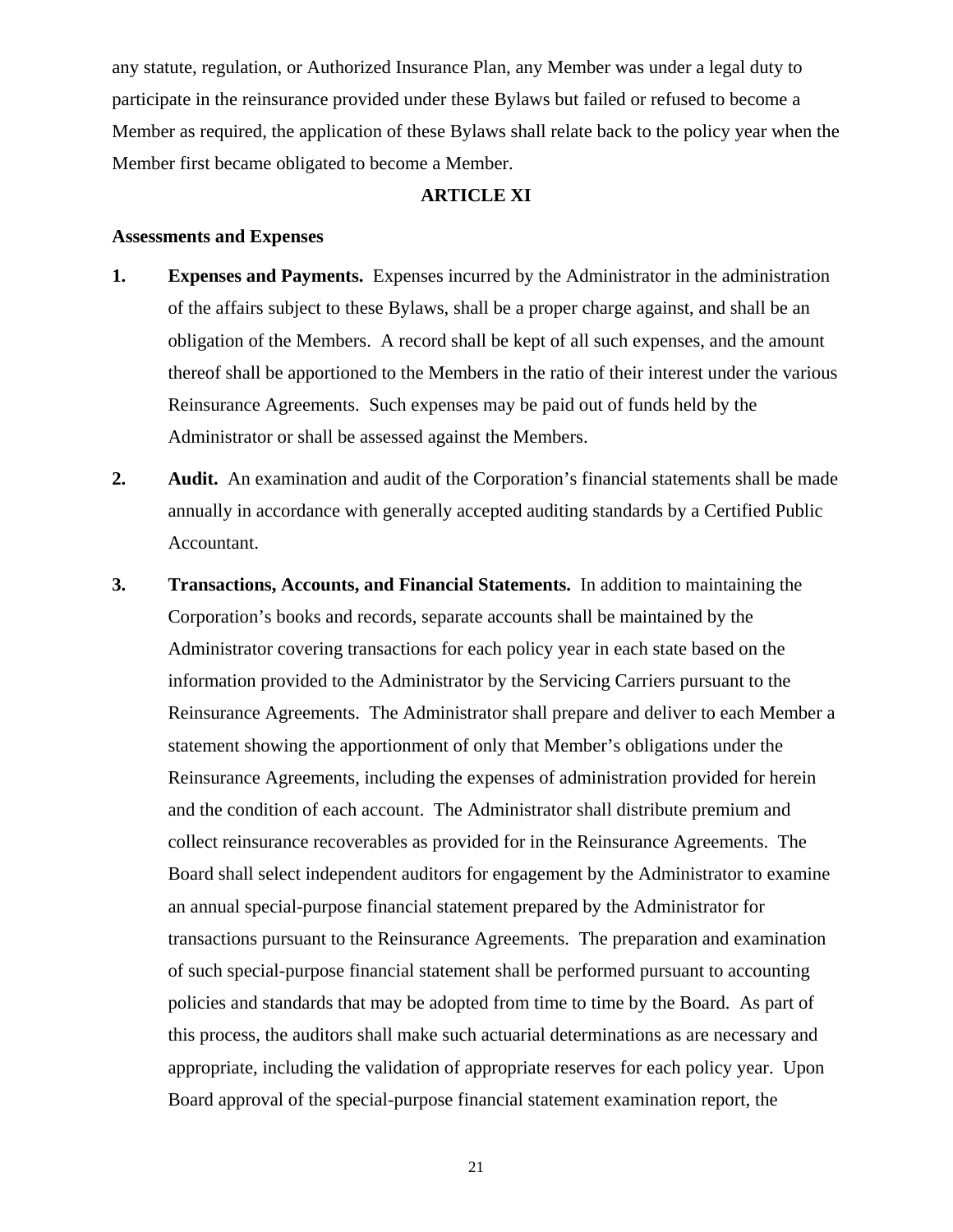any statute, regulation, or Authorized Insurance Plan, any Member was under a legal duty to participate in the reinsurance provided under these Bylaws but failed or refused to become a Member as required, the application of these Bylaws shall relate back to the policy year when the Member first became obligated to become a Member.

## ARTICLE XI

**Assessments and Expenses**

**1. Expenses and Payments.** Expenses incurred by the Administrator in the administration of the affairs subject to these Bylaws, shall be a proper charge against, and shall be an obligation of the Members. A record shall be kept of all such expenses, and the amount thereof shall be apportioned to the Members in the ratio of their interest under the various Reinsurance Agreements. Such expenses may be paid out of funds held by the Administrator or shall be assessed against the Members.

**2. Audit.** An examination and audit of the Corporation's financial statements shall be made annually in accordance with generally accepted auditing standards by a Certified Public Accountant.

**3. Transactions, Accounts, and Financial Statements.** In addition to maintaining the Corporation's books and records, separate accounts shall be maintained by the Administrator covering transactions for each policy year in each state based on the information provided to the Administrator by the Servicing Carriers pursuant to the Reinsurance Agreements. The Administrator shall prepare and deliver to each Member a statement showing the apportionment of only that Member's obligations under the Reinsurance Agreements, including the expenses of administration provided for herein and the condition of each account. The Administrator shall distribute premium and collect reinsurance recoverables as provided for in the Reinsurance Agreements. The Board shall select independent auditors for engagement by the Administrator to examine an annual special-purpose financial statement prepared by the Administrator for transactions pursuant to the Reinsurance Agreements. The preparation and examination of such special-purpose financial statement shall be performed pursuant to accounting policies and standards that may be adopted from time to time by the Board. As part of this process, the auditors shall make such actuarial determinations as are necessary and appropriate, including the validation of appropriate reserves for each policy year. Upon Board approval of the special-purpose financial statement examination report, the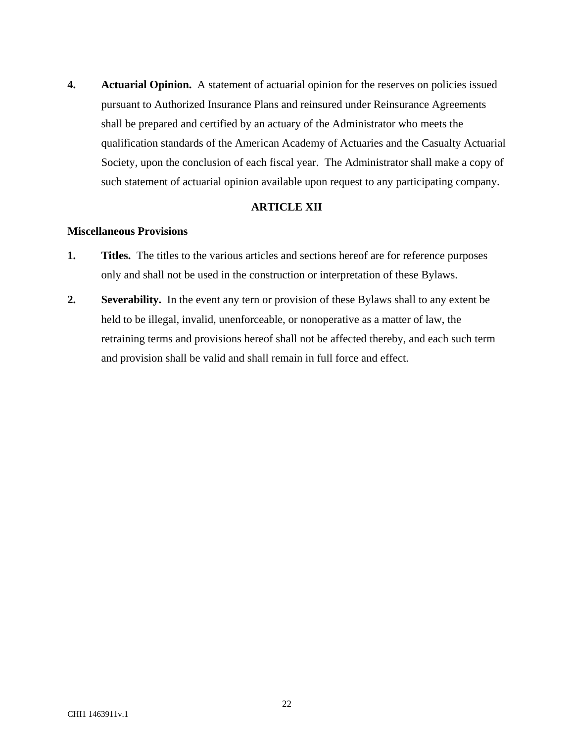**4. Actuarial Opinion.** A statement of actuarial opinion for the reserves on policies issued pursuant to Authorized Insurance Plans and reinsured under Reinsurance Agreements shall be prepared and certified by an actuary of the Administrator who meets the qualification standards of the American Academy of Actuaries and the Casualty Actuarial Society, upon the conclusion of each fiscal year. The Administrator shall make a copy of such statement of actuarial opinion available upon request to any participating company.

## ARTICLE XII

**Miscellaneous Provisions**

**1. Titles.** The titles to the various articles and sections hereof are for reference purposes only and shall not be used in the construction or interpretation of these Bylaws.

**2. Severability.** In the event any tern or provision of these Bylaws shall to any extent be held to be illegal, invalid, unenforceable, or nonoperative as a matter of law, the retraining terms and provisions hereof shall not be affected thereby, and each such term and provision shall be valid and shall remain in full force and effect.

CHI1 1463911v.1